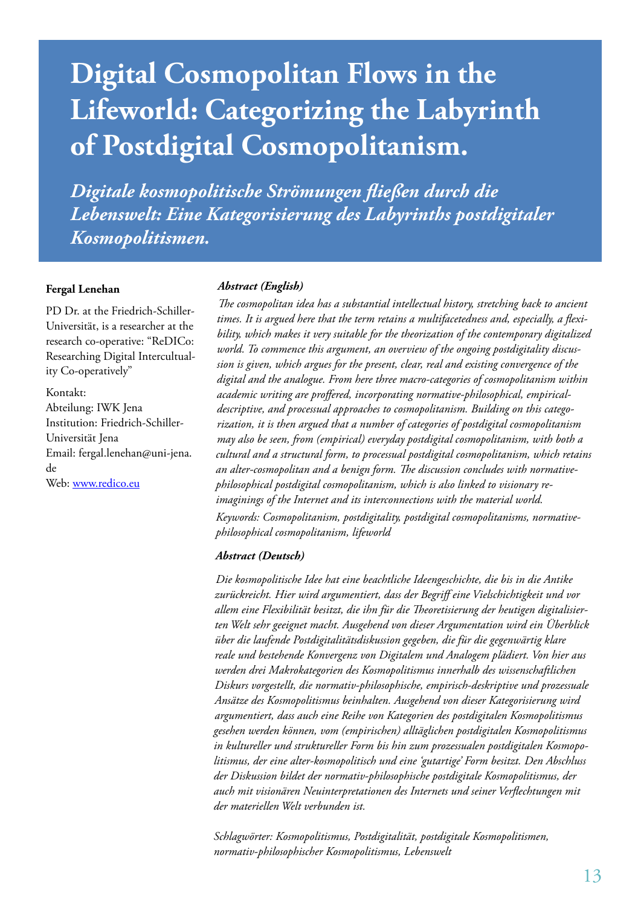# Digital Cosmopolitan Flows in the Lifeworld: Categorizing the Labyrinth of Postdigital Cosmopolitanism.

## *Digitale kosmopolitische Strömungen fließen durch die Lebenswelt: Eine Kategorisierung des Labyrinths postdigitaler Kosmopolitismen.*

**Fergal Lenehan**

PD Dr. at the Friedrich-Schiller-Universität, is a researcher at the research co-operative: "ReDICo: Researching Digital Interculturality Co-operatively"

Kontakt:
Abteilung: IWK Jena
Institution: Friedrich-Schiller-Universität Jena
Email: fergal.lenehan@uni-jena.de
Web: www.redico.eu

***Abstract (English)***

*The cosmopolitan idea has a substantial intellectual history, stretching back to ancient times. It is argued here that the term retains a multifacetedness and, especially, a flexibility, which makes it very suitable for the theorization of the contemporary digitalized world. To commence this argument, an overview of the ongoing postdigitality discussion is given, which argues for the present, clear, real and existing convergence of the digital and the analogue. From here three macro-categories of cosmopolitanism within academic writing are proffered, incorporating normative-philosophical, empirical-descriptive, and processual approaches to cosmopolitanism. Building on this categorization, it is then argued that a number of categories of postdigital cosmopolitanism may also be seen, from (empirical) everyday postdigital cosmopolitanism, with both a cultural and a structural form, to processual postdigital cosmopolitanism, which retains an alter-cosmopolitan and a benign form. The discussion concludes with normative-philosophical postdigital cosmopolitanism, which is also linked to visionary re-imaginings of the Internet and its interconnections with the material world.*

*Keywords: Cosmopolitanism, postdigitality, postdigital cosmopolitanisms, normative-philosophical cosmopolitanism, lifeworld*

***Abstract (Deutsch)***

*Die kosmopolitische Idee hat eine beachtliche Ideengeschichte, die bis in die Antike zurückreicht. Hier wird argumentiert, dass der Begriff eine Vielschichtigkeit und vor allem eine Flexibilität besitzt, die ihn für die Theoretisierung der heutigen digitalisierten Welt sehr geeignet macht. Ausgehend von dieser Argumentation wird ein Überblick über die laufende Postdigitalitätsdiskussion gegeben, die für die gegenwärtig klare reale und bestehende Konvergenz von Digitalem und Analogem plädiert. Von hier aus werden drei Makrokategorien des Kosmopolitismus innerhalb des wissenschaftlichen Diskurs vorgestellt, die normativ-philosophische, empirisch-deskriptive und prozessuale Ansätze des Kosmopolitismus beinhalten. Ausgehend von dieser Kategorisierung wird argumentiert, dass auch eine Reihe von Kategorien des postdigitalen Kosmopolitismus gesehen werden können, vom (empirischen) alltäglichen postdigitalen Kosmopolitismus in kultureller und struktureller Form bis hin zum prozessualen postdigitalen Kosmopolitismus, der eine alter-kosmopolitisch und eine 'gutartige' Form besitzt. Den Abschluss der Diskussion bildet der normativ-philosophische postdigitale Kosmopolitismus, der auch mit visionären Neuinterpretationen des Internets und seiner Verflechtungen mit der materiellen Welt verbunden ist.*

*Schlagwörter: Kosmopolitismus, Postdigitalität, postdigitale Kosmopolitismen, normativ-philosophischer Kosmopolitismus, Lebenswelt*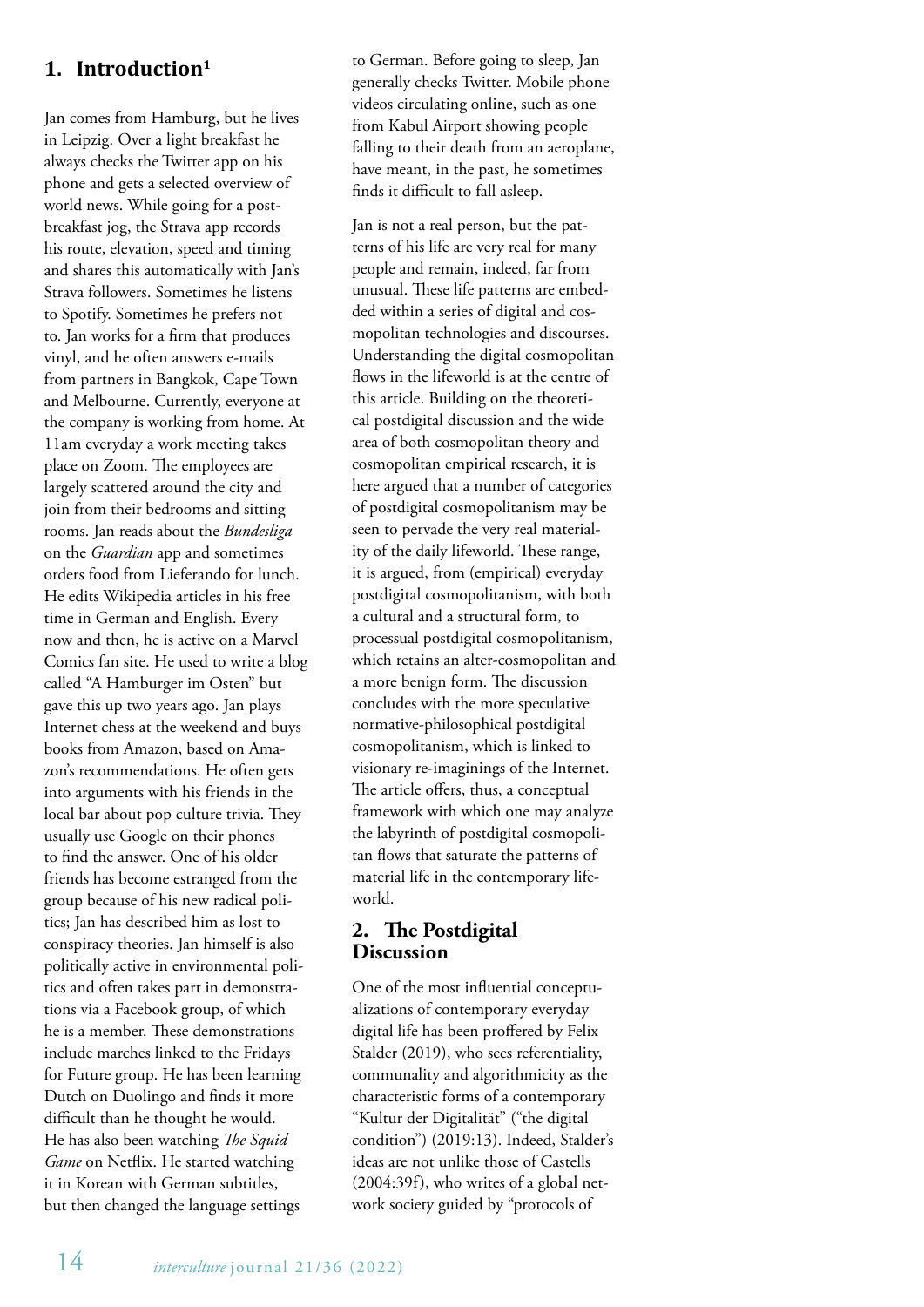## 1. Introduction[1]

Jan comes from Hamburg, but he lives in Leipzig. Over a light breakfast he always checks the Twitter app on his phone and gets a selected overview of world news. While going for a post-breakfast jog, the Strava app records his route, elevation, speed and timing and shares this automatically with Jan's Strava followers. Sometimes he listens to Spotify. Sometimes he prefers not to. Jan works for a firm that produces vinyl, and he often answers e-mails from partners in Bangkok, Cape Town and Melbourne. Currently, everyone at the company is working from home. At 11am everyday a work meeting takes place on Zoom. The employees are largely scattered around the city and join from their bedrooms and sitting rooms. Jan reads about the *Bundesliga* on the *Guardian* app and sometimes orders food from Lieferando for lunch. He edits Wikipedia articles in his free time in German and English. Every now and then, he is active on a Marvel Comics fan site. He used to write a blog called "A Hamburger im Osten" but gave this up two years ago. Jan plays Internet chess at the weekend and buys books from Amazon, based on Amazon's recommendations. He often gets into arguments with his friends in the local bar about pop culture trivia. They usually use Google on their phones to find the answer. One of his older friends has become estranged from the group because of his new radical politics; Jan has described him as lost to conspiracy theories. Jan himself is also politically active in environmental politics and often takes part in demonstrations via a Facebook group, of which he is a member. These demonstrations include marches linked to the Fridays for Future group. He has been learning Dutch on Duolingo and finds it more difficult than he thought he would. He has also been watching *The Squid Game* on Netflix. He started watching it in Korean with German subtitles, but then changed the language settings to German. Before going to sleep, Jan generally checks Twitter. Mobile phone videos circulating online, such as one from Kabul Airport showing people falling to their death from an aeroplane, have meant, in the past, he sometimes finds it difficult to fall asleep.

Jan is not a real person, but the patterns of his life are very real for many people and remain, indeed, far from unusual. These life patterns are embedded within a series of digital and cosmopolitan technologies and discourses. Understanding the digital cosmopolitan flows in the lifeworld is at the centre of this article. Building on the theoretical postdigital discussion and the wide area of both cosmopolitan theory and cosmopolitan empirical research, it is here argued that a number of categories of postdigital cosmopolitanism may be seen to pervade the very real materiality of the daily lifeworld. These range, it is argued, from (empirical) everyday postdigital cosmopolitanism, with both a cultural and a structural form, to processual postdigital cosmopolitanism, which retains an alter-cosmopolitan and a more benign form. The discussion concludes with the more speculative normative-philosophical postdigital cosmopolitanism, which is linked to visionary re-imaginings of the Internet. The article offers, thus, a conceptual framework with which one may analyze the labyrinth of postdigital cosmopolitan flows that saturate the patterns of material life in the contemporary lifeworld.

## 2. The Postdigital Discussion

One of the most influential conceptualizations of contemporary everyday digital life has been proffered by Felix Stalder (2019), who sees referentiality, communality and algorithmicity as the characteristic forms of a contemporary "Kultur der Digitalität" ("the digital condition") (2019:13). Indeed, Stalder's ideas are not unlike those of Castells (2004:39f), who writes of a global network society guided by "protocols of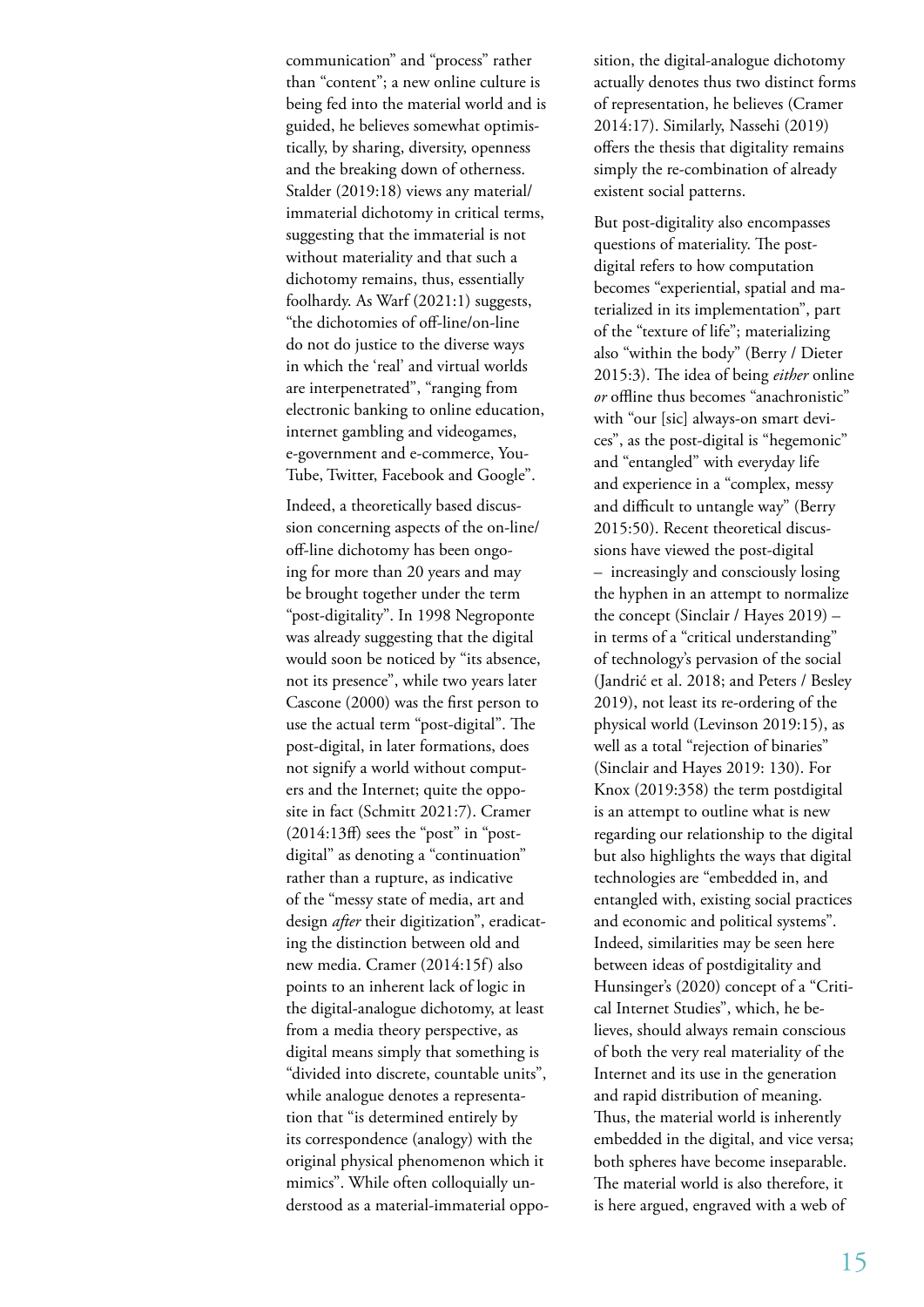communication" and "process" rather than "content"; a new online culture is being fed into the material world and is guided, he believes somewhat optimistically, by sharing, diversity, openness and the breaking down of otherness. Stalder (2019:18) views any material/immaterial dichotomy in critical terms, suggesting that the immaterial is not without materiality and that such a dichotomy remains, thus, essentially foolhardy. As Warf (2021:1) suggests, "the dichotomies of off-line/on-line do not do justice to the diverse ways in which the 'real' and virtual worlds are interpenetrated", "ranging from electronic banking to online education, internet gambling and videogames, e-government and e-commerce, YouTube, Twitter, Facebook and Google".

Indeed, a theoretically based discussion concerning aspects of the on-line/off-line dichotomy has been ongoing for more than 20 years and may be brought together under the term "post-digitality". In 1998 Negroponte was already suggesting that the digital would soon be noticed by "its absence, not its presence", while two years later Cascone (2000) was the first person to use the actual term "post-digital". The post-digital, in later formations, does not signify a world without computers and the Internet; quite the opposite in fact (Schmitt 2021:7). Cramer (2014:13ff) sees the "post" in "post-digital" as denoting a "continuation" rather than a rupture, as indicative of the "messy state of media, art and design *after* their digitization", eradicating the distinction between old and new media. Cramer (2014:15f) also points to an inherent lack of logic in the digital-analogue dichotomy, at least from a media theory perspective, as digital means simply that something is "divided into discrete, countable units", while analogue denotes a representation that "is determined entirely by its correspondence (analogy) with the original physical phenomenon which it mimics". While often colloquially understood as a material-immaterial opposition, the digital-analogue dichotomy actually denotes thus two distinct forms of representation, he believes (Cramer 2014:17). Similarly, Nassehi (2019) offers the thesis that digitality remains simply the re-combination of already existent social patterns.

But post-digitality also encompasses questions of materiality. The post-digital refers to how computation becomes "experiential, spatial and materialized in its implementation", part of the "texture of life"; materializing also "within the body" (Berry / Dieter 2015:3). The idea of being *either* online *or* offline thus becomes "anachronistic" with "our [sic] always-on smart devices", as the post-digital is "hegemonic" and "entangled" with everyday life and experience in a "complex, messy and difficult to untangle way" (Berry 2015:50). Recent theoretical discussions have viewed the post-digital – increasingly and consciously losing the hyphen in an attempt to normalize the concept (Sinclair / Hayes 2019) – in terms of a "critical understanding" of technology's pervasion of the social (Jandrić et al. 2018; and Peters / Besley 2019), not least its re-ordering of the physical world (Levinson 2019:15), as well as a total "rejection of binaries" (Sinclair and Hayes 2019: 130). For Knox (2019:358) the term postdigital is an attempt to outline what is new regarding our relationship to the digital but also highlights the ways that digital technologies are "embedded in, and entangled with, existing social practices and economic and political systems". Indeed, similarities may be seen here between ideas of postdigitality and Hunsinger's (2020) concept of a "Critical Internet Studies", which, he believes, should always remain conscious of both the very real materiality of the Internet and its use in the generation and rapid distribution of meaning. Thus, the material world is inherently embedded in the digital, and vice versa; both spheres have become inseparable. The material world is also therefore, it is here argued, engraved with a web of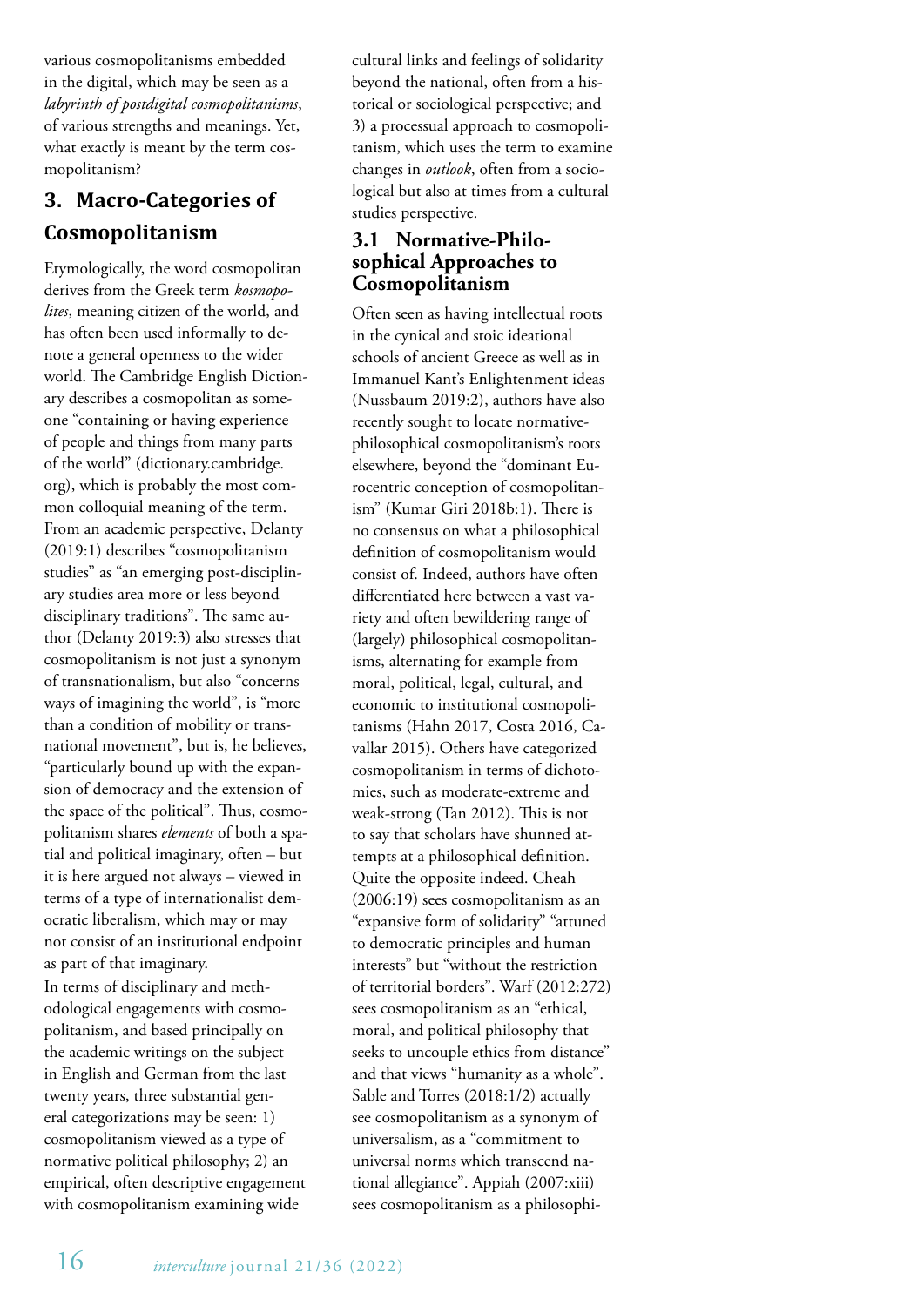various cosmopolitanisms embedded in the digital, which may be seen as a *labyrinth of postdigital cosmopolitanisms*, of various strengths and meanings. Yet, what exactly is meant by the term cosmopolitanism?

## 3. Macro-Categories of Cosmopolitanism

Etymologically, the word cosmopolitan derives from the Greek term *kosmopolites*, meaning citizen of the world, and has often been used informally to denote a general openness to the wider world. The Cambridge English Dictionary describes a cosmopolitan as someone "containing or having experience of people and things from many parts of the world" (dictionary.cambridge.org), which is probably the most common colloquial meaning of the term. From an academic perspective, Delanty (2019:1) describes "cosmopolitanism studies" as "an emerging post-disciplinary studies area more or less beyond disciplinary traditions". The same author (Delanty 2019:3) also stresses that cosmopolitanism is not just a synonym of transnationalism, but also "concerns ways of imagining the world", is "more than a condition of mobility or transnational movement", but is, he believes, "particularly bound up with the expansion of democracy and the extension of the space of the political". Thus, cosmopolitanism shares *elements* of both a spatial and political imaginary, often – but it is here argued not always – viewed in terms of a type of internationalist democratic liberalism, which may or may not consist of an institutional endpoint as part of that imaginary.

In terms of disciplinary and methodological engagements with cosmopolitanism, and based principally on the academic writings on the subject in English and German from the last twenty years, three substantial general categorizations may be seen: 1) cosmopolitanism viewed as a type of normative political philosophy; 2) an empirical, often descriptive engagement with cosmopolitanism examining wide cultural links and feelings of solidarity beyond the national, often from a historical or sociological perspective; and 3) a processual approach to cosmopolitanism, which uses the term to examine changes in *outlook*, often from a sociological but also at times from a cultural studies perspective.

### 3.1 Normative-Philosophical Approaches to Cosmopolitanism

Often seen as having intellectual roots in the cynical and stoic ideational schools of ancient Greece as well as in Immanuel Kant's Enlightenment ideas (Nussbaum 2019:2), authors have also recently sought to locate normative-philosophical cosmopolitanism's roots elsewhere, beyond the "dominant Eurocentric conception of cosmopolitanism" (Kumar Giri 2018b:1). There is no consensus on what a philosophical definition of cosmopolitanism would consist of. Indeed, authors have often differentiated here between a vast variety and often bewildering range of (largely) philosophical cosmopolitanisms, alternating for example from moral, political, legal, cultural, and economic to institutional cosmopolitanisms (Hahn 2017, Costa 2016, Cavallar 2015). Others have categorized cosmopolitanism in terms of dichotomies, such as moderate-extreme and weak-strong (Tan 2012). This is not to say that scholars have shunned attempts at a philosophical definition. Quite the opposite indeed. Cheah (2006:19) sees cosmopolitanism as an "expansive form of solidarity" "attuned to democratic principles and human interests" but "without the restriction of territorial borders". Warf (2012:272) sees cosmopolitanism as an "ethical, moral, and political philosophy that seeks to uncouple ethics from distance" and that views "humanity as a whole". Sable and Torres (2018:1/2) actually see cosmopolitanism as a synonym of universalism, as a "commitment to universal norms which transcend national allegiance". Appiah (2007:xiii) sees cosmopolitanism as a philosophi-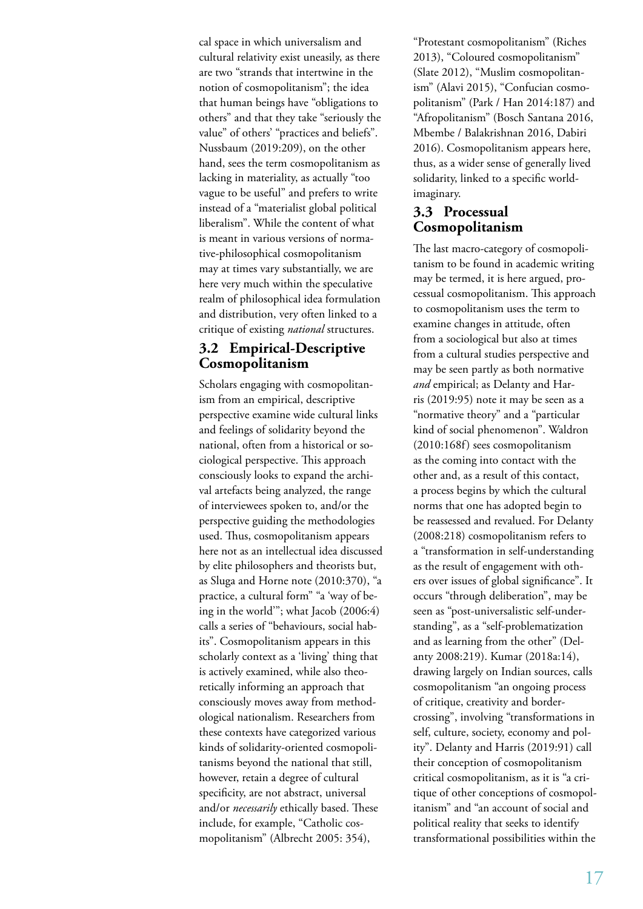cal space in which universalism and cultural relativity exist uneasily, as there are two "strands that intertwine in the notion of cosmopolitanism"; the idea that human beings have "obligations to others" and that they take "seriously the value" of others' "practices and beliefs". Nussbaum (2019:209), on the other hand, sees the term cosmopolitanism as lacking in materiality, as actually "too vague to be useful" and prefers to write instead of a "materialist global political liberalism". While the content of what is meant in various versions of normative-philosophical cosmopolitanism may at times vary substantially, we are here very much within the speculative realm of philosophical idea formulation and distribution, very often linked to a critique of existing *national* structures.

## 3.2 Empirical-Descriptive Cosmopolitanism

Scholars engaging with cosmopolitanism from an empirical, descriptive perspective examine wide cultural links and feelings of solidarity beyond the national, often from a historical or sociological perspective. This approach consciously looks to expand the archival artefacts being analyzed, the range of interviewees spoken to, and/or the perspective guiding the methodologies used. Thus, cosmopolitanism appears here not as an intellectual idea discussed by elite philosophers and theorists but, as Sluga and Horne note (2010:370), "a practice, a cultural form" "a 'way of being in the world'"; what Jacob (2006:4) calls a series of "behaviours, social habits". Cosmopolitanism appears in this scholarly context as a 'living' thing that is actively examined, while also theoretically informing an approach that consciously moves away from methodological nationalism. Researchers from these contexts have categorized various kinds of solidarity-oriented cosmopolitanisms beyond the national that still, however, retain a degree of cultural specificity, are not abstract, universal and/or *necessarily* ethically based. These include, for example, "Catholic cosmopolitanism" (Albrecht 2005: 354), "Protestant cosmopolitanism" (Riches 2013), "Coloured cosmopolitanism" (Slate 2012), "Muslim cosmopolitanism" (Alavi 2015), "Confucian cosmopolitanism" (Park / Han 2014:187) and "Afropolitanism" (Bosch Santana 2016, Mbembe / Balakrishnan 2016, Dabiri 2016). Cosmopolitanism appears here, thus, as a wider sense of generally lived solidarity, linked to a specific world-imaginary.

## 3.3 Processual Cosmopolitanism

The last macro-category of cosmopolitanism to be found in academic writing may be termed, it is here argued, processual cosmopolitanism. This approach to cosmopolitanism uses the term to examine changes in attitude, often from a sociological but also at times from a cultural studies perspective and may be seen partly as both normative *and* empirical; as Delanty and Harris (2019:95) note it may be seen as a "normative theory" and a "particular kind of social phenomenon". Waldron (2010:168f) sees cosmopolitanism as the coming into contact with the other and, as a result of this contact, a process begins by which the cultural norms that one has adopted begin to be reassessed and revalued. For Delanty (2008:218) cosmopolitanism refers to a "transformation in self-understanding as the result of engagement with others over issues of global significance". It occurs "through deliberation", may be seen as "post-universalistic self-understanding", as a "self-problematization and as learning from the other" (Delanty 2008:219). Kumar (2018a:14), drawing largely on Indian sources, calls cosmopolitanism "an ongoing process of critique, creativity and border-crossing", involving "transformations in self, culture, society, economy and polity". Delanty and Harris (2019:91) call their conception of cosmopolitanism critical cosmopolitanism, as it is "a critique of other conceptions of cosmopolitanism" and "an account of social and political reality that seeks to identify transformational possibilities within the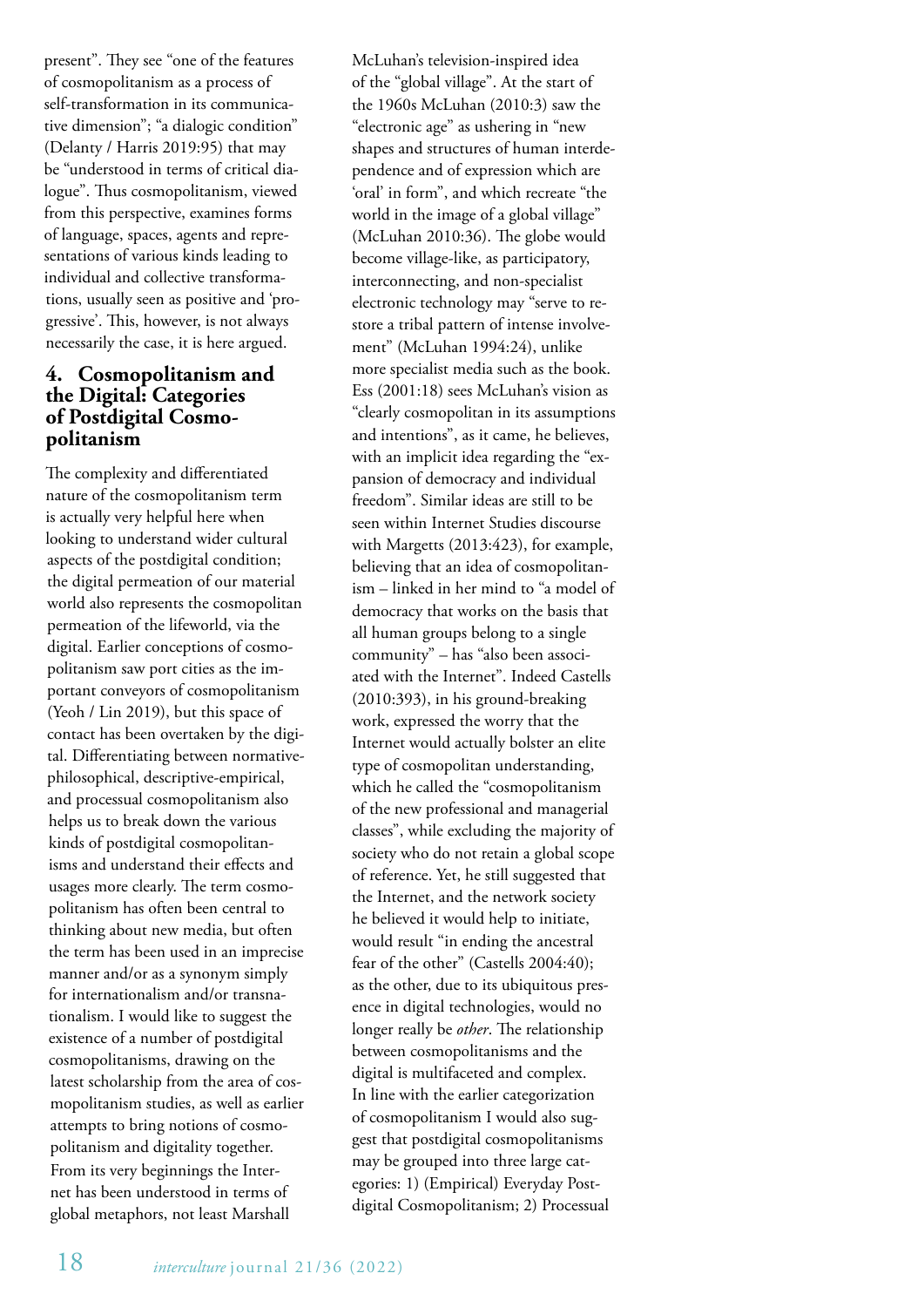present". They see "one of the features of cosmopolitanism as a process of self-transformation in its communicative dimension"; "a dialogic condition" (Delanty / Harris 2019:95) that may be "understood in terms of critical dialogue". Thus cosmopolitanism, viewed from this perspective, examines forms of language, spaces, agents and representations of various kinds leading to individual and collective transformations, usually seen as positive and 'progressive'. This, however, is not always necessarily the case, it is here argued.

## 4. Cosmopolitanism and the Digital: Categories of Postdigital Cosmopolitanism

The complexity and differentiated nature of the cosmopolitanism term is actually very helpful here when looking to understand wider cultural aspects of the postdigital condition; the digital permeation of our material world also represents the cosmopolitan permeation of the lifeworld, via the digital. Earlier conceptions of cosmopolitanism saw port cities as the important conveyors of cosmopolitanism (Yeoh / Lin 2019), but this space of contact has been overtaken by the digital. Differentiating between normative-philosophical, descriptive-empirical, and processual cosmopolitanism also helps us to break down the various kinds of postdigital cosmopolitanisms and understand their effects and usages more clearly. The term cosmopolitanism has often been central to thinking about new media, but often the term has been used in an imprecise manner and/or as a synonym simply for internationalism and/or transnationalism. I would like to suggest the existence of a number of postdigital cosmopolitanisms, drawing on the latest scholarship from the area of cosmopolitanism studies, as well as earlier attempts to bring notions of cosmopolitanism and digitality together. From its very beginnings the Internet has been understood in terms of global metaphors, not least Marshall McLuhan's television-inspired idea of the "global village". At the start of the 1960s McLuhan (2010:3) saw the "electronic age" as ushering in "new shapes and structures of human interdependence and of expression which are 'oral' in form", and which recreate "the world in the image of a global village" (McLuhan 2010:36). The globe would become village-like, as participatory, interconnecting, and non-specialist electronic technology may "serve to restore a tribal pattern of intense involvement" (McLuhan 1994:24), unlike more specialist media such as the book. Ess (2001:18) sees McLuhan's vision as "clearly cosmopolitan in its assumptions and intentions", as it came, he believes, with an implicit idea regarding the "expansion of democracy and individual freedom". Similar ideas are still to be seen within Internet Studies discourse with Margetts (2013:423), for example, believing that an idea of cosmopolitanism – linked in her mind to "a model of democracy that works on the basis that all human groups belong to a single community" – has "also been associated with the Internet". Indeed Castells (2010:393), in his ground-breaking work, expressed the worry that the Internet would actually bolster an elite type of cosmopolitan understanding, which he called the "cosmopolitanism of the new professional and managerial classes", while excluding the majority of society who do not retain a global scope of reference. Yet, he still suggested that the Internet, and the network society he believed it would help to initiate, would result "in ending the ancestral fear of the other" (Castells 2004:40); as the other, due to its ubiquitous presence in digital technologies, would no longer really be *other*. The relationship between cosmopolitanisms and the digital is multifaceted and complex. In line with the earlier categorization of cosmopolitanism I would also suggest that postdigital cosmopolitanisms may be grouped into three large categories: 1) (Empirical) Everyday Postdigital Cosmopolitanism; 2) Processual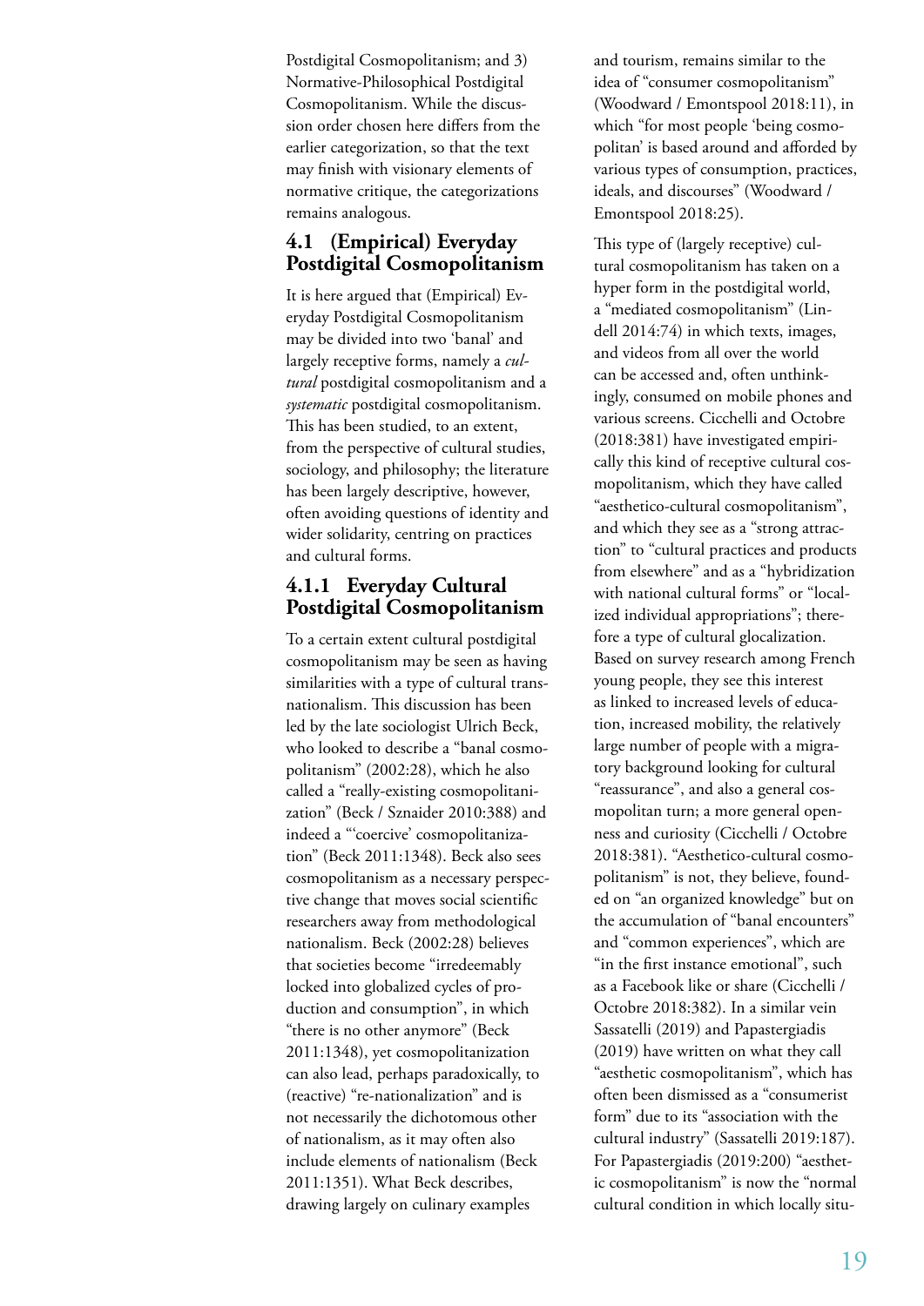Postdigital Cosmopolitanism; and 3) Normative-Philosophical Postdigital Cosmopolitanism. While the discussion order chosen here differs from the earlier categorization, so that the text may finish with visionary elements of normative critique, the categorizations remains analogous.

### 4.1 (Empirical) Everyday Postdigital Cosmopolitanism

It is here argued that (Empirical) Everyday Postdigital Cosmopolitanism may be divided into two 'banal' and largely receptive forms, namely a *cultural* postdigital cosmopolitanism and a *systematic* postdigital cosmopolitanism. This has been studied, to an extent, from the perspective of cultural studies, sociology, and philosophy; the literature has been largely descriptive, however, often avoiding questions of identity and wider solidarity, centring on practices and cultural forms.

#### 4.1.1 Everyday Cultural Postdigital Cosmopolitanism

To a certain extent cultural postdigital cosmopolitanism may be seen as having similarities with a type of cultural transnationalism. This discussion has been led by the late sociologist Ulrich Beck, who looked to describe a "banal cosmopolitanism" (2002:28), which he also called a "really-existing cosmopolitanization" (Beck / Sznaider 2010:388) and indeed a "'coercive' cosmopolitanization" (Beck 2011:1348). Beck also sees cosmopolitanism as a necessary perspective change that moves social scientific researchers away from methodological nationalism. Beck (2002:28) believes that societies become "irredeemably locked into globalized cycles of production and consumption", in which "there is no other anymore" (Beck 2011:1348), yet cosmopolitanization can also lead, perhaps paradoxically, to (reactive) "re-nationalization" and is not necessarily the dichotomous other of nationalism, as it may often also include elements of nationalism (Beck 2011:1351). What Beck describes, drawing largely on culinary examples and tourism, remains similar to the idea of "consumer cosmopolitanism" (Woodward / Emontspool 2018:11), in which "for most people 'being cosmopolitan' is based around and afforded by various types of consumption, practices, ideals, and discourses" (Woodward / Emontspool 2018:25).

This type of (largely receptive) cultural cosmopolitanism has taken on a hyper form in the postdigital world, a "mediated cosmopolitanism" (Lindell 2014:74) in which texts, images, and videos from all over the world can be accessed and, often unthinkingly, consumed on mobile phones and various screens. Cicchelli and Octobre (2018:381) have investigated empirically this kind of receptive cultural cosmopolitanism, which they have called "aesthetico-cultural cosmopolitanism", and which they see as a "strong attraction" to "cultural practices and products from elsewhere" and as a "hybridization with national cultural forms" or "localized individual appropriations"; therefore a type of cultural glocalization. Based on survey research among French young people, they see this interest as linked to increased levels of education, increased mobility, the relatively large number of people with a migratory background looking for cultural "reassurance", and also a general cosmopolitan turn; a more general openness and curiosity (Cicchelli / Octobre 2018:381). "Aesthetico-cultural cosmopolitanism" is not, they believe, founded on "an organized knowledge" but on the accumulation of "banal encounters" and "common experiences", which are "in the first instance emotional", such as a Facebook like or share (Cicchelli / Octobre 2018:382). In a similar vein Sassatelli (2019) and Papastergiadis (2019) have written on what they call "aesthetic cosmopolitanism", which has often been dismissed as a "consumerist form" due to its "association with the cultural industry" (Sassatelli 2019:187). For Papastergiadis (2019:200) "aesthetic cosmopolitanism" is now the "normal cultural condition in which locally situ-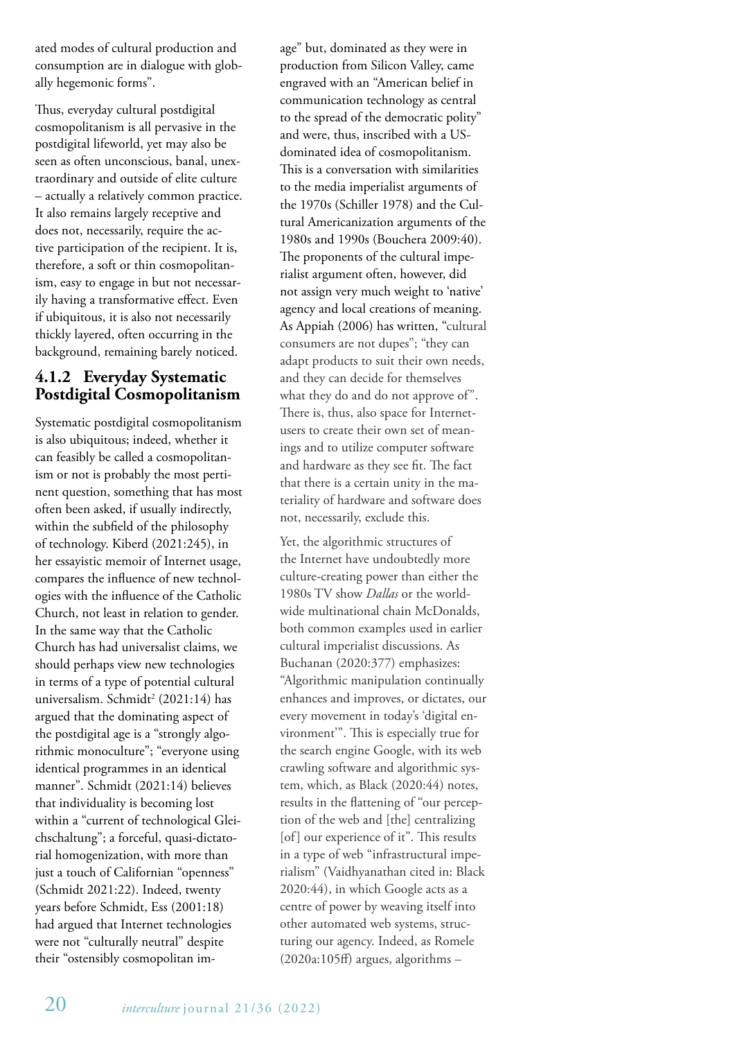ated modes of cultural production and consumption are in dialogue with globally hegemonic forms".

Thus, everyday cultural postdigital cosmopolitanism is all pervasive in the postdigital lifeworld, yet may also be seen as often unconscious, banal, unextraordinary and outside of elite culture – actually a relatively common practice. It also remains largely receptive and does not, necessarily, require the active participation of the recipient. It is, therefore, a soft or thin cosmopolitanism, easy to engage in but not necessarily having a transformative effect. Even if ubiquitous, it is also not necessarily thickly layered, often occurring in the background, remaining barely noticed.

### 4.1.2 Everyday Systematic Postdigital Cosmopolitanism

Systematic postdigital cosmopolitanism is also ubiquitous; indeed, whether it can feasibly be called a cosmopolitanism or not is probably the most pertinent question, something that has most often been asked, if usually indirectly, within the subfield of the philosophy of technology. Kiberd (2021:245), in her essayistic memoir of Internet usage, compares the influence of new technologies with the influence of the Catholic Church, not least in relation to gender. In the same way that the Catholic Church has had universalist claims, we should perhaps view new technologies in terms of a type of potential cultural universalism. Schmidt[2] (2021:14) has argued that the dominating aspect of the postdigital age is a "strongly algorithmic monoculture"; "everyone using identical programmes in an identical manner". Schmidt (2021:14) believes that individuality is becoming lost within a "current of technological Gleichschaltung"; a forceful, quasi-dictatorial homogenization, with more than just a touch of Californian "openness" (Schmidt 2021:22). Indeed, twenty years before Schmidt, Ess (2001:18) had argued that Internet technologies were not "culturally neutral" despite their "ostensibly cosmopolitan image" but, dominated as they were in production from Silicon Valley, came engraved with an "American belief in communication technology as central to the spread of the democratic polity" and were, thus, inscribed with a US-dominated idea of cosmopolitanism. This is a conversation with similarities to the media imperialist arguments of the 1970s (Schiller 1978) and the Cultural Americanization arguments of the 1980s and 1990s (Bouchera 2009:40). The proponents of the cultural imperialist argument often, however, did not assign very much weight to 'native' agency and local creations of meaning. As Appiah (2006) has written, "cultural consumers are not dupes"; "they can adapt products to suit their own needs, and they can decide for themselves what they do and do not approve of". There is, thus, also space for Internet-users to create their own set of meanings and to utilize computer software and hardware as they see fit. The fact that there is a certain unity in the materiality of hardware and software does not, necessarily, exclude this.

Yet, the algorithmic structures of the Internet have undoubtedly more culture-creating power than either the 1980s TV show *Dallas* or the worldwide multinational chain McDonalds, both common examples used in earlier cultural imperialist discussions. As Buchanan (2020:377) emphasizes: "Algorithmic manipulation continually enhances and improves, or dictates, our every movement in today's 'digital environment'". This is especially true for the search engine Google, with its web crawling software and algorithmic system, which, as Black (2020:44) notes, results in the flattening of "our perception of the web and [the] centralizing [of] our experience of it". This results in a type of web "infrastructural imperialism" (Vaidhyanathan cited in: Black 2020:44), in which Google acts as a centre of power by weaving itself into other automated web systems, structuring our agency. Indeed, as Romele (2020a:105ff) argues, algorithms –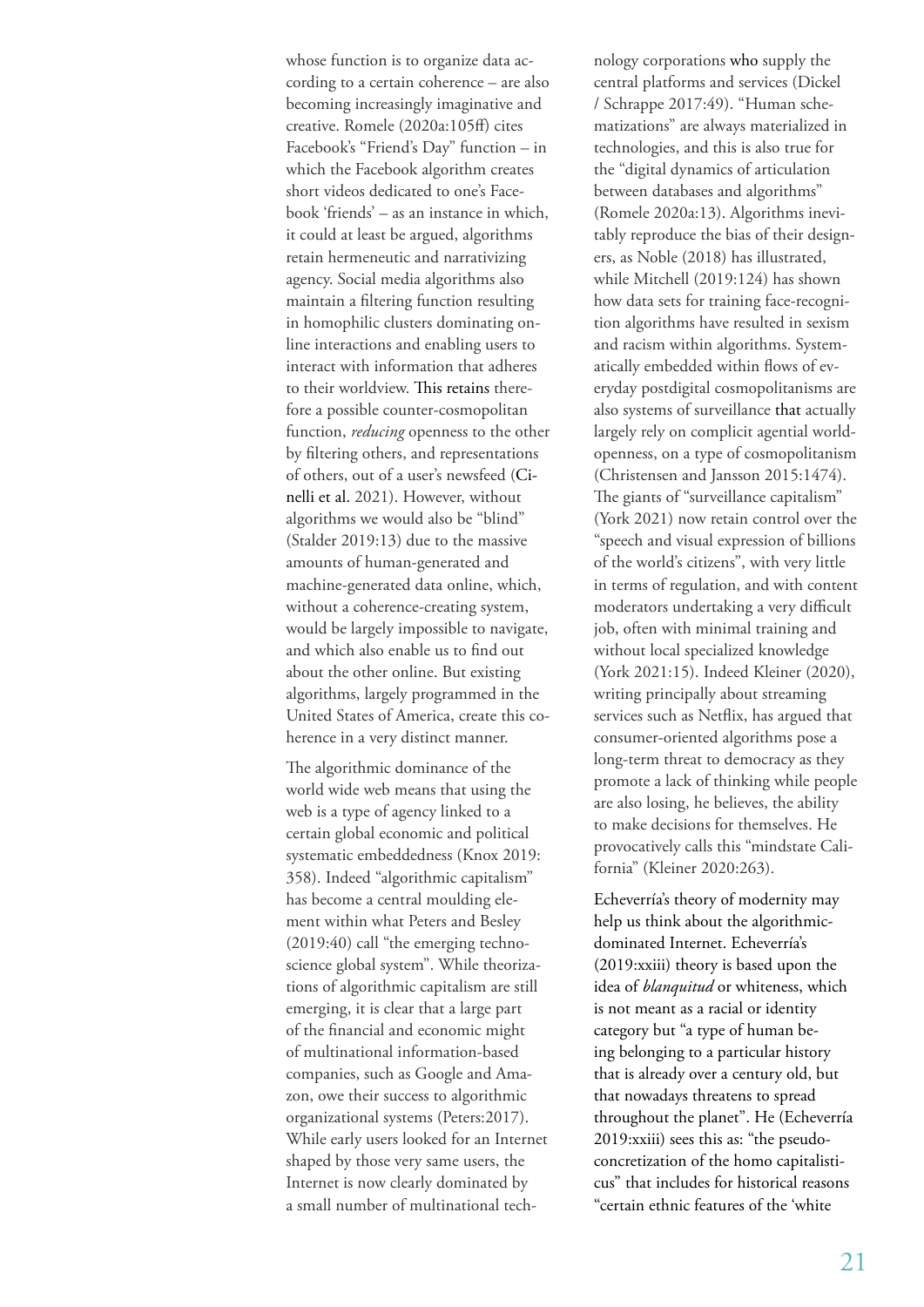whose function is to organize data according to a certain coherence – are also becoming increasingly imaginative and creative. Romele (2020a:105ff) cites Facebook's "Friend's Day" function – in which the Facebook algorithm creates short videos dedicated to one's Facebook 'friends' – as an instance in which, it could at least be argued, algorithms retain hermeneutic and narrativizing agency. Social media algorithms also maintain a filtering function resulting in homophilic clusters dominating online interactions and enabling users to interact with information that adheres to their worldview. This retains therefore a possible counter-cosmopolitan function, *reducing* openness to the other by filtering others, and representations of others, out of a user's newsfeed (Cinelli et al. 2021). However, without algorithms we would also be "blind" (Stalder 2019:13) due to the massive amounts of human-generated and machine-generated data online, which, without a coherence-creating system, would be largely impossible to navigate, and which also enable us to find out about the other online. But existing algorithms, largely programmed in the United States of America, create this coherence in a very distinct manner.

The algorithmic dominance of the world wide web means that using the web is a type of agency linked to a certain global economic and political systematic embeddedness (Knox 2019: 358). Indeed "algorithmic capitalism" has become a central moulding element within what Peters and Besley (2019:40) call "the emerging technoscience global system". While theorizations of algorithmic capitalism are still emerging, it is clear that a large part of the financial and economic might of multinational information-based companies, such as Google and Amazon, owe their success to algorithmic organizational systems (Peters:2017). While early users looked for an Internet shaped by those very same users, the Internet is now clearly dominated by a small number of multinational technology corporations who supply the central platforms and services (Dickel / Schrappe 2017:49). "Human schematizations" are always materialized in technologies, and this is also true for the "digital dynamics of articulation between databases and algorithms" (Romele 2020a:13). Algorithms inevitably reproduce the bias of their designers, as Noble (2018) has illustrated, while Mitchell (2019:124) has shown how data sets for training face-recognition algorithms have resulted in sexism and racism within algorithms. Systematically embedded within flows of everyday postdigital cosmopolitanisms are also systems of surveillance that actually largely rely on complicit agential world-openness, on a type of cosmopolitanism (Christensen and Jansson 2015:1474). The giants of "surveillance capitalism" (York 2021) now retain control over the "speech and visual expression of billions of the world's citizens", with very little in terms of regulation, and with content moderators undertaking a very difficult job, often with minimal training and without local specialized knowledge (York 2021:15). Indeed Kleiner (2020), writing principally about streaming services such as Netflix, has argued that consumer-oriented algorithms pose a long-term threat to democracy as they promote a lack of thinking while people are also losing, he believes, the ability to make decisions for themselves. He provocatively calls this "mindstate California" (Kleiner 2020:263).

Echeverría's theory of modernity may help us think about the algorithmic-dominated Internet. Echeverría's (2019:xxiii) theory is based upon the idea of *blanquitud* or whiteness, which is not meant as a racial or identity category but "a type of human being belonging to a particular history that is already over a century old, but that nowadays threatens to spread throughout the planet". He (Echeverría 2019:xxiii) sees this as: "the pseudo-concretization of the homo capitalisticus" that includes for historical reasons "certain ethnic features of the 'white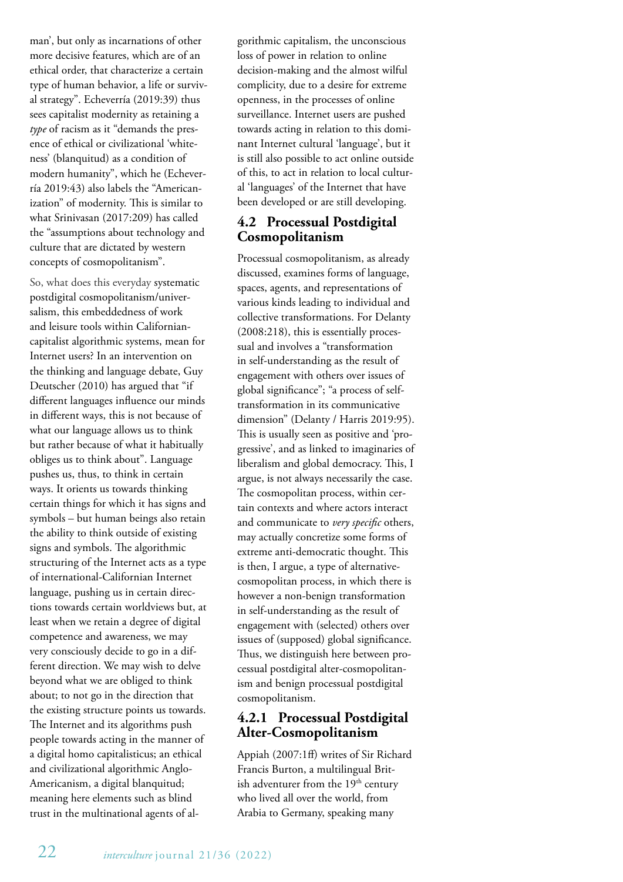man', but only as incarnations of other more decisive features, which are of an ethical order, that characterize a certain type of human behavior, a life or survival strategy". Echeverría (2019:39) thus sees capitalist modernity as retaining a *type* of racism as it "demands the presence of ethical or civilizational 'whiteness' (blanquitud) as a condition of modern humanity", which he (Echeverría 2019:43) also labels the "Americanization" of modernity. This is similar to what Srinivasan (2017:209) has called the "assumptions about technology and culture that are dictated by western concepts of cosmopolitanism".

So, what does this everyday systematic postdigital cosmopolitanism/universalism, this embeddedness of work and leisure tools within Californian-capitalist algorithmic systems, mean for Internet users? In an intervention on the thinking and language debate, Guy Deutscher (2010) has argued that "if different languages influence our minds in different ways, this is not because of what our language allows us to think but rather because of what it habitually obliges us to think about". Language pushes us, thus, to think in certain ways. It orients us towards thinking certain things for which it has signs and symbols – but human beings also retain the ability to think outside of existing signs and symbols. The algorithmic structuring of the Internet acts as a type of international-Californian Internet language, pushing us in certain directions towards certain worldviews but, at least when we retain a degree of digital competence and awareness, we may very consciously decide to go in a different direction. We may wish to delve beyond what we are obliged to think about; to not go in the direction that the existing structure points us towards. The Internet and its algorithms push people towards acting in the manner of a digital homo capitalisticus; an ethical and civilizational algorithmic Anglo-Americanism, a digital blanquitud; meaning here elements such as blind trust in the multinational agents of algorithmic capitalism, the unconscious loss of power in relation to online decision-making and the almost wilful complicity, due to a desire for extreme openness, in the processes of online surveillance. Internet users are pushed towards acting in relation to this dominant Internet cultural 'language', but it is still also possible to act online outside of this, to act in relation to local cultural 'languages' of the Internet that have been developed or are still developing.

## 4.2 Processual Postdigital Cosmopolitanism

Processual cosmopolitanism, as already discussed, examines forms of language, spaces, agents, and representations of various kinds leading to individual and collective transformations. For Delanty (2008:218), this is essentially processual and involves a "transformation in self-understanding as the result of engagement with others over issues of global significance"; "a process of self-transformation in its communicative dimension" (Delanty / Harris 2019:95). This is usually seen as positive and 'progressive', and as linked to imaginaries of liberalism and global democracy. This, I argue, is not always necessarily the case. The cosmopolitan process, within certain contexts and where actors interact and communicate to *very specific* others, may actually concretize some forms of extreme anti-democratic thought. This is then, I argue, a type of alternative-cosmopolitan process, in which there is however a non-benign transformation in self-understanding as the result of engagement with (selected) others over issues of (supposed) global significance. Thus, we distinguish here between processual postdigital alter-cosmopolitanism and benign processual postdigital cosmopolitanism.

### 4.2.1 Processual Postdigital Alter-Cosmopolitanism

Appiah (2007:1ff) writes of Sir Richard Francis Burton, a multilingual British adventurer from the 19th century who lived all over the world, from Arabia to Germany, speaking many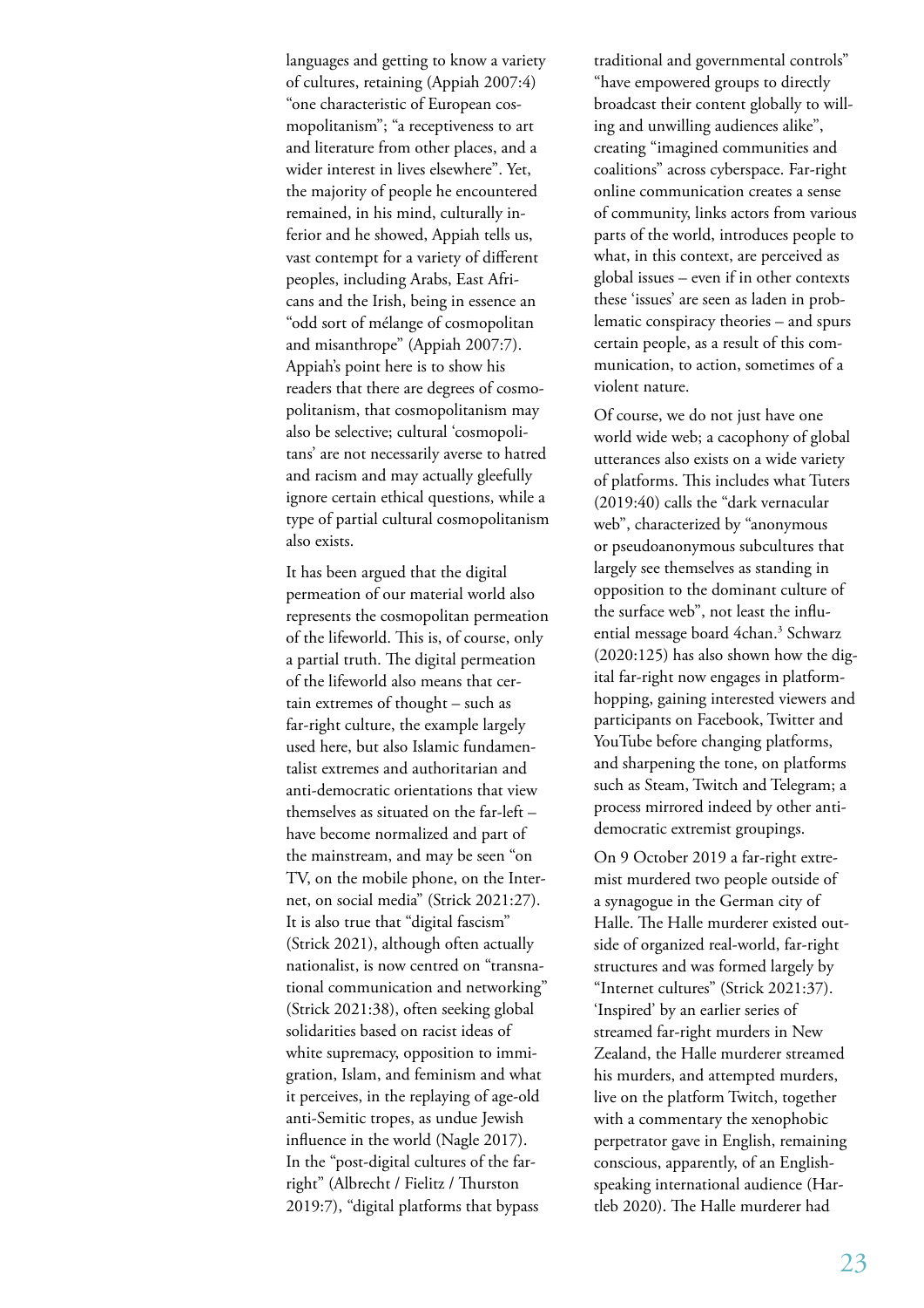languages and getting to know a variety of cultures, retaining (Appiah 2007:4) "one characteristic of European cosmopolitanism"; "a receptiveness to art and literature from other places, and a wider interest in lives elsewhere". Yet, the majority of people he encountered remained, in his mind, culturally inferior and he showed, Appiah tells us, vast contempt for a variety of different peoples, including Arabs, East Africans and the Irish, being in essence an "odd sort of mélange of cosmopolitan and misanthrope" (Appiah 2007:7). Appiah's point here is to show his readers that there are degrees of cosmopolitanism, that cosmopolitanism may also be selective; cultural 'cosmopolitans' are not necessarily averse to hatred and racism and may actually gleefully ignore certain ethical questions, while a type of partial cultural cosmopolitanism also exists.

It has been argued that the digital permeation of our material world also represents the cosmopolitan permeation of the lifeworld. This is, of course, only a partial truth. The digital permeation of the lifeworld also means that certain extremes of thought – such as far-right culture, the example largely used here, but also Islamic fundamentalist extremes and authoritarian and anti-democratic orientations that view themselves as situated on the far-left – have become normalized and part of the mainstream, and may be seen "on TV, on the mobile phone, on the Internet, on social media" (Strick 2021:27). It is also true that "digital fascism" (Strick 2021), although often actually nationalist, is now centred on "transnational communication and networking" (Strick 2021:38), often seeking global solidarities based on racist ideas of white supremacy, opposition to immigration, Islam, and feminism and what it perceives, in the replaying of age-old anti-Semitic tropes, as undue Jewish influence in the world (Nagle 2017). In the "post-digital cultures of the far-right" (Albrecht / Fielitz / Thurston 2019:7), "digital platforms that bypass traditional and governmental controls" "have empowered groups to directly broadcast their content globally to willing and unwilling audiences alike", creating "imagined communities and coalitions" across cyberspace. Far-right online communication creates a sense of community, links actors from various parts of the world, introduces people to what, in this context, are perceived as global issues – even if in other contexts these 'issues' are seen as laden in problematic conspiracy theories – and spurs certain people, as a result of this communication, to action, sometimes of a violent nature.

Of course, we do not just have one world wide web; a cacophony of global utterances also exists on a wide variety of platforms. This includes what Tuters (2019:40) calls the "dark vernacular web", characterized by "anonymous or pseudoanonymous subcultures that largely see themselves as standing in opposition to the dominant culture of the surface web", not least the influential message board 4chan.[3] Schwarz (2020:125) has also shown how the digital far-right now engages in platform-hopping, gaining interested viewers and participants on Facebook, Twitter and YouTube before changing platforms, and sharpening the tone, on platforms such as Steam, Twitch and Telegram; a process mirrored indeed by other anti-democratic extremist groupings.

On 9 October 2019 a far-right extremist murdered two people outside of a synagogue in the German city of Halle. The Halle murderer existed outside of organized real-world, far-right structures and was formed largely by "Internet cultures" (Strick 2021:37). 'Inspired' by an earlier series of streamed far-right murders in New Zealand, the Halle murderer streamed his murders, and attempted murders, live on the platform Twitch, together with a commentary the xenophobic perpetrator gave in English, remaining conscious, apparently, of an English-speaking international audience (Hartleb 2020). The Halle murderer had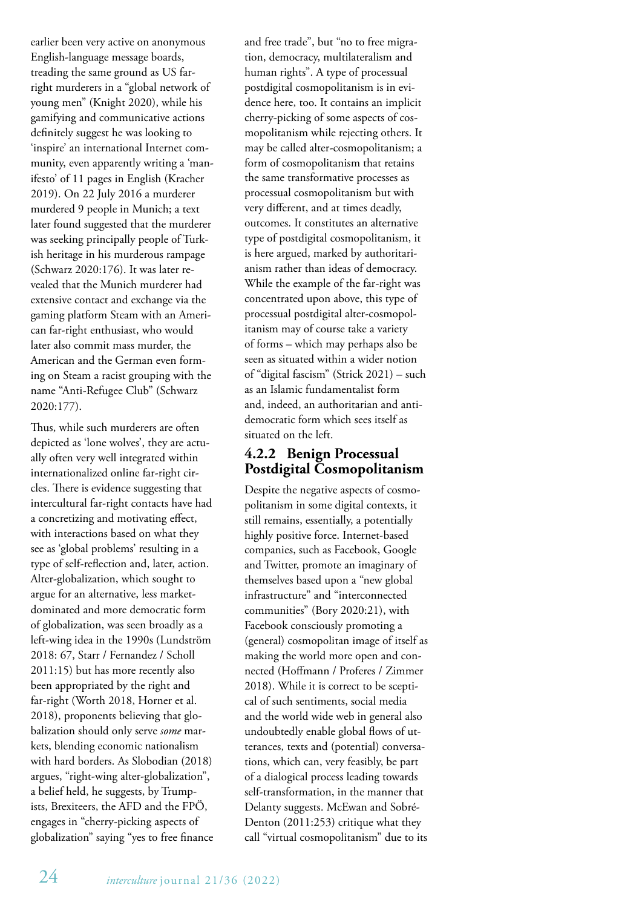earlier been very active on anonymous English-language message boards, treading the same ground as US far-right murderers in a "global network of young men" (Knight 2020), while his gamifying and communicative actions definitely suggest he was looking to 'inspire' an international Internet community, even apparently writing a 'manifesto' of 11 pages in English (Kracher 2019). On 22 July 2016 a murderer murdered 9 people in Munich; a text later found suggested that the murderer was seeking principally people of Turkish heritage in his murderous rampage (Schwarz 2020:176). It was later revealed that the Munich murderer had extensive contact and exchange via the gaming platform Steam with an American far-right enthusiast, who would later also commit mass murder, the American and the German even forming on Steam a racist grouping with the name "Anti-Refugee Club" (Schwarz 2020:177).

Thus, while such murderers are often depicted as 'lone wolves', they are actually often very well integrated within internationalized online far-right circles. There is evidence suggesting that intercultural far-right contacts have had a concretizing and motivating effect, with interactions based on what they see as 'global problems' resulting in a type of self-reflection and, later, action. Alter-globalization, which sought to argue for an alternative, less market-dominated and more democratic form of globalization, was seen broadly as a left-wing idea in the 1990s (Lundström 2018: 67, Starr / Fernandez / Scholl 2011:15) but has more recently also been appropriated by the right and far-right (Worth 2018, Horner et al. 2018), proponents believing that globalization should only serve *some* markets, blending economic nationalism with hard borders. As Slobodian (2018) argues, "right-wing alter-globalization", a belief held, he suggests, by Trumpists, Brexiteers, the AFD and the FPÖ, engages in "cherry-picking aspects of globalization" saying "yes to free finance and free trade", but "no to free migration, democracy, multilateralism and human rights". A type of processual postdigital cosmopolitanism is in evidence here, too. It contains an implicit cherry-picking of some aspects of cosmopolitanism while rejecting others. It may be called alter-cosmopolitanism; a form of cosmopolitanism that retains the same transformative processes as processual cosmopolitanism but with very different, and at times deadly, outcomes. It constitutes an alternative type of postdigital cosmopolitanism, it is here argued, marked by authoritarianism rather than ideas of democracy. While the example of the far-right was concentrated upon above, this type of processual postdigital alter-cosmopolitanism may of course take a variety of forms – which may perhaps also be seen as situated within a wider notion of "digital fascism" (Strick 2021) – such as an Islamic fundamentalist form and, indeed, an authoritarian and anti-democratic form which sees itself as situated on the left.

### 4.2.2 Benign Processual Postdigital Cosmopolitanism

Despite the negative aspects of cosmopolitanism in some digital contexts, it still remains, essentially, a potentially highly positive force. Internet-based companies, such as Facebook, Google and Twitter, promote an imaginary of themselves based upon a "new global infrastructure" and "interconnected communities" (Bory 2020:21), with Facebook consciously promoting a (general) cosmopolitan image of itself as making the world more open and connected (Hoffmann / Proferes / Zimmer 2018). While it is correct to be sceptical of such sentiments, social media and the world wide web in general also undoubtedly enable global flows of utterances, texts and (potential) conversations, which can, very feasibly, be part of a dialogical process leading towards self-transformation, in the manner that Delanty suggests. McEwan and Sobré-Denton (2011:253) critique what they call "virtual cosmopolitanism" due to its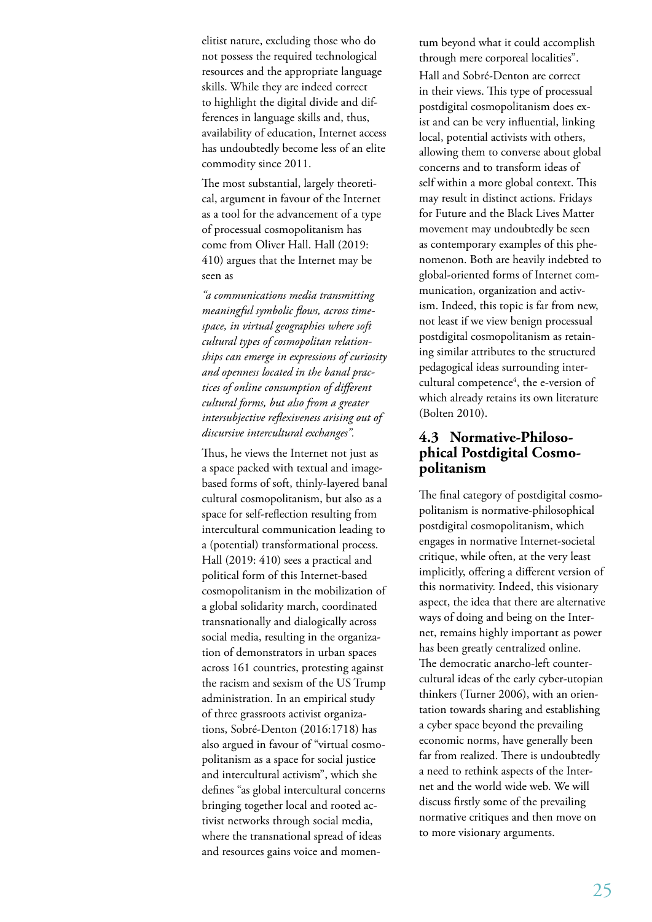elitist nature, excluding those who do not possess the required technological resources and the appropriate language skills. While they are indeed correct to highlight the digital divide and differences in language skills and, thus, availability of education, Internet access has undoubtedly become less of an elite commodity since 2011.

The most substantial, largely theoretical, argument in favour of the Internet as a tool for the advancement of a type of processual cosmopolitanism has come from Oliver Hall. Hall (2019: 410) argues that the Internet may be seen as

*"a communications media transmitting meaningful symbolic flows, across time-space, in virtual geographies where soft cultural types of cosmopolitan relationships can emerge in expressions of curiosity and openness located in the banal practices of online consumption of different cultural forms, but also from a greater intersubjective reflexiveness arising out of discursive intercultural exchanges".*

Thus, he views the Internet not just as a space packed with textual and image-based forms of soft, thinly-layered banal cultural cosmopolitanism, but also as a space for self-reflection resulting from intercultural communication leading to a (potential) transformational process. Hall (2019: 410) sees a practical and political form of this Internet-based cosmopolitanism in the mobilization of a global solidarity march, coordinated transnationally and dialogically across social media, resulting in the organization of demonstrators in urban spaces across 161 countries, protesting against the racism and sexism of the US Trump administration. In an empirical study of three grassroots activist organizations, Sobré-Denton (2016:1718) has also argued in favour of "virtual cosmopolitanism as a space for social justice and intercultural activism", which she defines "as global intercultural concerns bringing together local and rooted activist networks through social media, where the transnational spread of ideas and resources gains voice and momentum beyond what it could accomplish through mere corporeal localities".

Hall and Sobré-Denton are correct in their views. This type of processual postdigital cosmopolitanism does exist and can be very influential, linking local, potential activists with others, allowing them to converse about global concerns and to transform ideas of self within a more global context. This may result in distinct actions. Fridays for Future and the Black Lives Matter movement may undoubtedly be seen as contemporary examples of this phenomenon. Both are heavily indebted to global-oriented forms of Internet communication, organization and activism. Indeed, this topic is far from new, not least if we view benign processual postdigital cosmopolitanism as retaining similar attributes to the structured pedagogical ideas surrounding intercultural competence[4], the e-version of which already retains its own literature (Bolten 2010).

## 4.3 Normative-Philosophical Postdigital Cosmopolitanism

The final category of postdigital cosmopolitanism is normative-philosophical postdigital cosmopolitanism, which engages in normative Internet-societal critique, while often, at the very least implicitly, offering a different version of this normativity. Indeed, this visionary aspect, the idea that there are alternative ways of doing and being on the Internet, remains highly important as power has been greatly centralized online. The democratic anarcho-left countercultural ideas of the early cyber-utopian thinkers (Turner 2006), with an orientation towards sharing and establishing a cyber space beyond the prevailing economic norms, have generally been far from realized. There is undoubtedly a need to rethink aspects of the Internet and the world wide web. We will discuss firstly some of the prevailing normative critiques and then move on to more visionary arguments.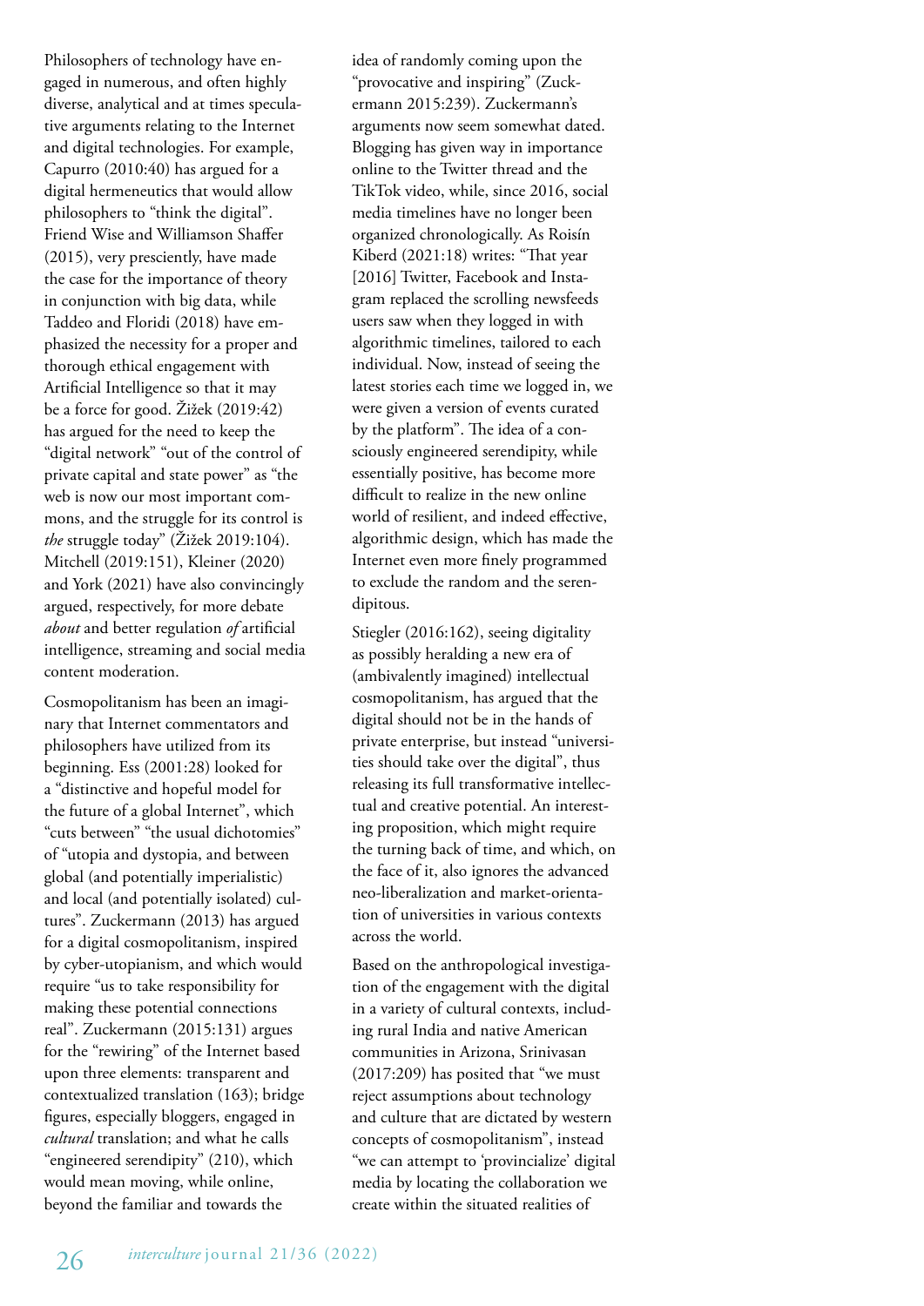Philosophers of technology have engaged in numerous, and often highly diverse, analytical and at times speculative arguments relating to the Internet and digital technologies. For example, Capurro (2010:40) has argued for a digital hermeneutics that would allow philosophers to "think the digital". Friend Wise and Williamson Shaffer (2015), very presciently, have made the case for the importance of theory in conjunction with big data, while Taddeo and Floridi (2018) have emphasized the necessity for a proper and thorough ethical engagement with Artificial Intelligence so that it may be a force for good. Žižek (2019:42) has argued for the need to keep the "digital network" "out of the control of private capital and state power" as "the web is now our most important commons, and the struggle for its control is *the* struggle today" (Žižek 2019:104). Mitchell (2019:151), Kleiner (2020) and York (2021) have also convincingly argued, respectively, for more debate *about* and better regulation *of* artificial intelligence, streaming and social media content moderation.

Cosmopolitanism has been an imaginary that Internet commentators and philosophers have utilized from its beginning. Ess (2001:28) looked for a "distinctive and hopeful model for the future of a global Internet", which "cuts between" "the usual dichotomies" of "utopia and dystopia, and between global (and potentially imperialistic) and local (and potentially isolated) cultures". Zuckermann (2013) has argued for a digital cosmopolitanism, inspired by cyber-utopianism, and which would require "us to take responsibility for making these potential connections real". Zuckermann (2015:131) argues for the "rewiring" of the Internet based upon three elements: transparent and contextualized translation (163); bridge figures, especially bloggers, engaged in *cultural* translation; and what he calls "engineered serendipity" (210), which would mean moving, while online, beyond the familiar and towards the idea of randomly coming upon the "provocative and inspiring" (Zuckermann 2015:239). Zuckermann's arguments now seem somewhat dated. Blogging has given way in importance online to the Twitter thread and the TikTok video, while, since 2016, social media timelines have no longer been organized chronologically. As Roisín Kiberd (2021:18) writes: "That year [2016] Twitter, Facebook and Instagram replaced the scrolling newsfeeds users saw when they logged in with algorithmic timelines, tailored to each individual. Now, instead of seeing the latest stories each time we logged in, we were given a version of events curated by the platform". The idea of a consciously engineered serendipity, while essentially positive, has become more difficult to realize in the new online world of resilient, and indeed effective, algorithmic design, which has made the Internet even more finely programmed to exclude the random and the serendipitous.

Stiegler (2016:162), seeing digitality as possibly heralding a new era of (ambivalently imagined) intellectual cosmopolitanism, has argued that the digital should not be in the hands of private enterprise, but instead "universities should take over the digital", thus releasing its full transformative intellectual and creative potential. An interesting proposition, which might require the turning back of time, and which, on the face of it, also ignores the advanced neo-liberalization and market-orientation of universities in various contexts across the world.

Based on the anthropological investigation of the engagement with the digital in a variety of cultural contexts, including rural India and native American communities in Arizona, Srinivasan (2017:209) has posited that "we must reject assumptions about technology and culture that are dictated by western concepts of cosmopolitanism", instead "we can attempt to 'provincialize' digital media by locating the collaboration we create within the situated realities of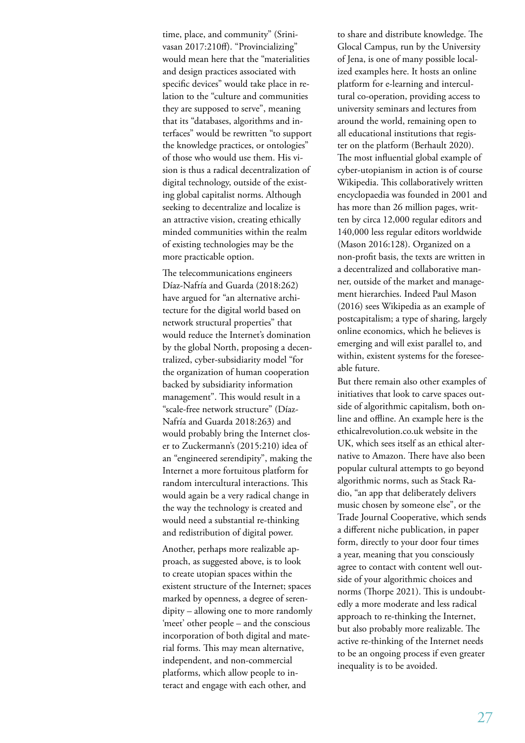time, place, and community" (Srinivasan 2017:210ff). "Provincializing" would mean here that the "materialities and design practices associated with specific devices" would take place in relation to the "culture and communities they are supposed to serve", meaning that its "databases, algorithms and interfaces" would be rewritten "to support the knowledge practices, or ontologies" of those who would use them. His vision is thus a radical decentralization of digital technology, outside of the existing global capitalist norms. Although seeking to decentralize and localize is an attractive vision, creating ethically minded communities within the realm of existing technologies may be the more practicable option.

The telecommunications engineers Díaz-Nafría and Guarda (2018:262) have argued for "an alternative architecture for the digital world based on network structural properties" that would reduce the Internet's domination by the global North, proposing a decentralized, cyber-subsidiarity model "for the organization of human cooperation backed by subsidiarity information management". This would result in a "scale-free network structure" (Díaz-Nafría and Guarda 2018:263) and would probably bring the Internet closer to Zuckermann's (2015:210) idea of an "engineered serendipity", making the Internet a more fortuitous platform for random intercultural interactions. This would again be a very radical change in the way the technology is created and would need a substantial re-thinking and redistribution of digital power.

Another, perhaps more realizable approach, as suggested above, is to look to create utopian spaces within the existent structure of the Internet; spaces marked by openness, a degree of serendipity – allowing one to more randomly 'meet' other people – and the conscious incorporation of both digital and material forms. This may mean alternative, independent, and non-commercial platforms, which allow people to interact and engage with each other, and to share and distribute knowledge. The Glocal Campus, run by the University of Jena, is one of many possible localized examples here. It hosts an online platform for e-learning and intercultural co-operation, providing access to university seminars and lectures from around the world, remaining open to all educational institutions that register on the platform (Berhault 2020). The most influential global example of cyber-utopianism in action is of course Wikipedia. This collaboratively written encyclopaedia was founded in 2001 and has more than 26 million pages, written by circa 12,000 regular editors and 140,000 less regular editors worldwide (Mason 2016:128). Organized on a non-profit basis, the texts are written in a decentralized and collaborative manner, outside of the market and management hierarchies. Indeed Paul Mason (2016) sees Wikipedia as an example of postcapitalism; a type of sharing, largely online economics, which he believes is emerging and will exist parallel to, and within, existent systems for the foreseeable future.

But there remain also other examples of initiatives that look to carve spaces outside of algorithmic capitalism, both online and offline. An example here is the ethicalrevolution.co.uk website in the UK, which sees itself as an ethical alternative to Amazon. There have also been popular cultural attempts to go beyond algorithmic norms, such as Stack Radio, "an app that deliberately delivers music chosen by someone else", or the Trade Journal Cooperative, which sends a different niche publication, in paper form, directly to your door four times a year, meaning that you consciously agree to contact with content well outside of your algorithmic choices and norms (Thorpe 2021). This is undoubtedly a more moderate and less radical approach to re-thinking the Internet, but also probably more realizable. The active re-thinking of the Internet needs to be an ongoing process if even greater inequality is to be avoided.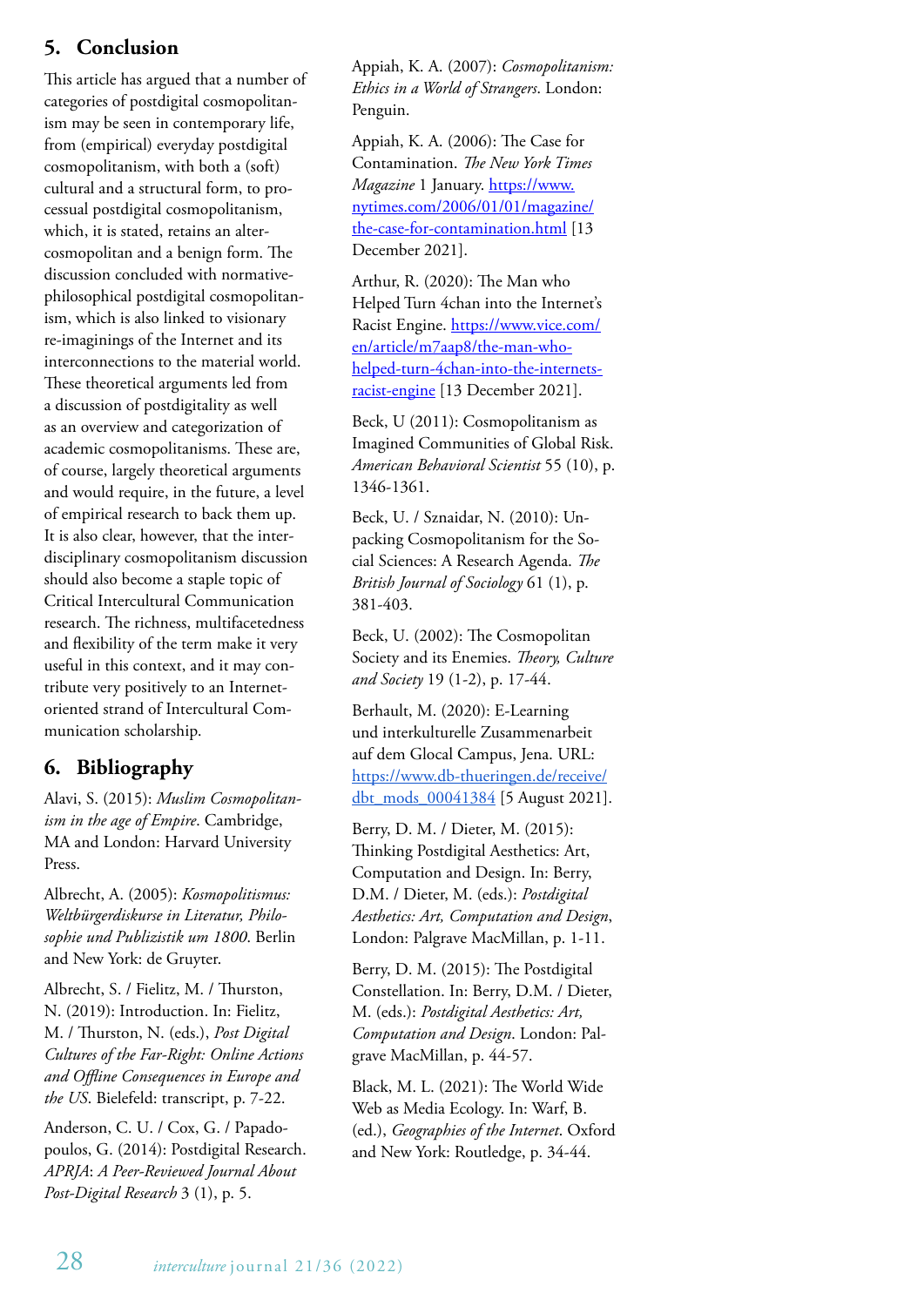## 5. Conclusion

This article has argued that a number of categories of postdigital cosmopolitanism may be seen in contemporary life, from (empirical) everyday postdigital cosmopolitanism, with both a (soft) cultural and a structural form, to processual postdigital cosmopolitanism, which, it is stated, retains an alter-cosmopolitan and a benign form. The discussion concluded with normative-philosophical postdigital cosmopolitanism, which is also linked to visionary re-imaginings of the Internet and its interconnections to the material world. These theoretical arguments led from a discussion of postdigitality as well as an overview and categorization of academic cosmopolitanisms. These are, of course, largely theoretical arguments and would require, in the future, a level of empirical research to back them up. It is also clear, however, that the interdisciplinary cosmopolitanism discussion should also become a staple topic of Critical Intercultural Communication research. The richness, multifacetedness and flexibility of the term make it very useful in this context, and it may contribute very positively to an Internet-oriented strand of Intercultural Communication scholarship.

## 6. Bibliography

Alavi, S. (2015): *Muslim Cosmopolitanism in the age of Empire*. Cambridge, MA and London: Harvard University Press.

Albrecht, A. (2005): *Kosmopolitismus: Weltbürgerdiskurse in Literatur, Philosophie und Publizistik um 1800*. Berlin and New York: de Gruyter.

Albrecht, S. / Fielitz, M. / Thurston, N. (2019): Introduction. In: Fielitz, M. / Thurston, N. (eds.), *Post Digital Cultures of the Far-Right: Online Actions and Offline Consequences in Europe and the US*. Bielefeld: transcript, p. 7-22.

Anderson, C. U. / Cox, G. / Papadopoulos, G. (2014): Postdigital Research. *APRJA*: *A Peer-Reviewed Journal About Post-Digital Research* 3 (1), p. 5.

Appiah, K. A. (2007): *Cosmopolitanism: Ethics in a World of Strangers*. London: Penguin.

Appiah, K. A. (2006): The Case for Contamination. *The New York Times Magazine* 1 January. https://www.nytimes.com/2006/01/01/magazine/the-case-for-contamination.html [13 December 2021].

Arthur, R. (2020): The Man who Helped Turn 4chan into the Internet's Racist Engine. https://www.vice.com/en/article/m7aap8/the-man-who-helped-turn-4chan-into-the-internets-racist-engine [13 December 2021].

Beck, U (2011): Cosmopolitanism as Imagined Communities of Global Risk. *American Behavioral Scientist* 55 (10), p. 1346-1361.

Beck, U. / Sznaidar, N. (2010): Unpacking Cosmopolitanism for the Social Sciences: A Research Agenda. *The British Journal of Sociology* 61 (1), p. 381-403.

Beck, U. (2002): The Cosmopolitan Society and its Enemies. *Theory, Culture and Society* 19 (1-2), p. 17-44.

Berhault, M. (2020): E-Learning und interkulturelle Zusammenarbeit auf dem Glocal Campus, Jena. URL: https://www.db-thueringen.de/receive/dbt_mods_00041384 [5 August 2021].

Berry, D. M. / Dieter, M. (2015): Thinking Postdigital Aesthetics: Art, Computation and Design. In: Berry, D.M. / Dieter, M. (eds.): *Postdigital Aesthetics: Art, Computation and Design*, London: Palgrave MacMillan, p. 1-11.

Berry, D. M. (2015): The Postdigital Constellation. In: Berry, D.M. / Dieter, M. (eds.): *Postdigital Aesthetics: Art, Computation and Design*. London: Palgrave MacMillan, p. 44-57.

Black, M. L. (2021): The World Wide Web as Media Ecology. In: Warf, B. (ed.), *Geographies of the Internet*. Oxford and New York: Routledge, p. 34-44.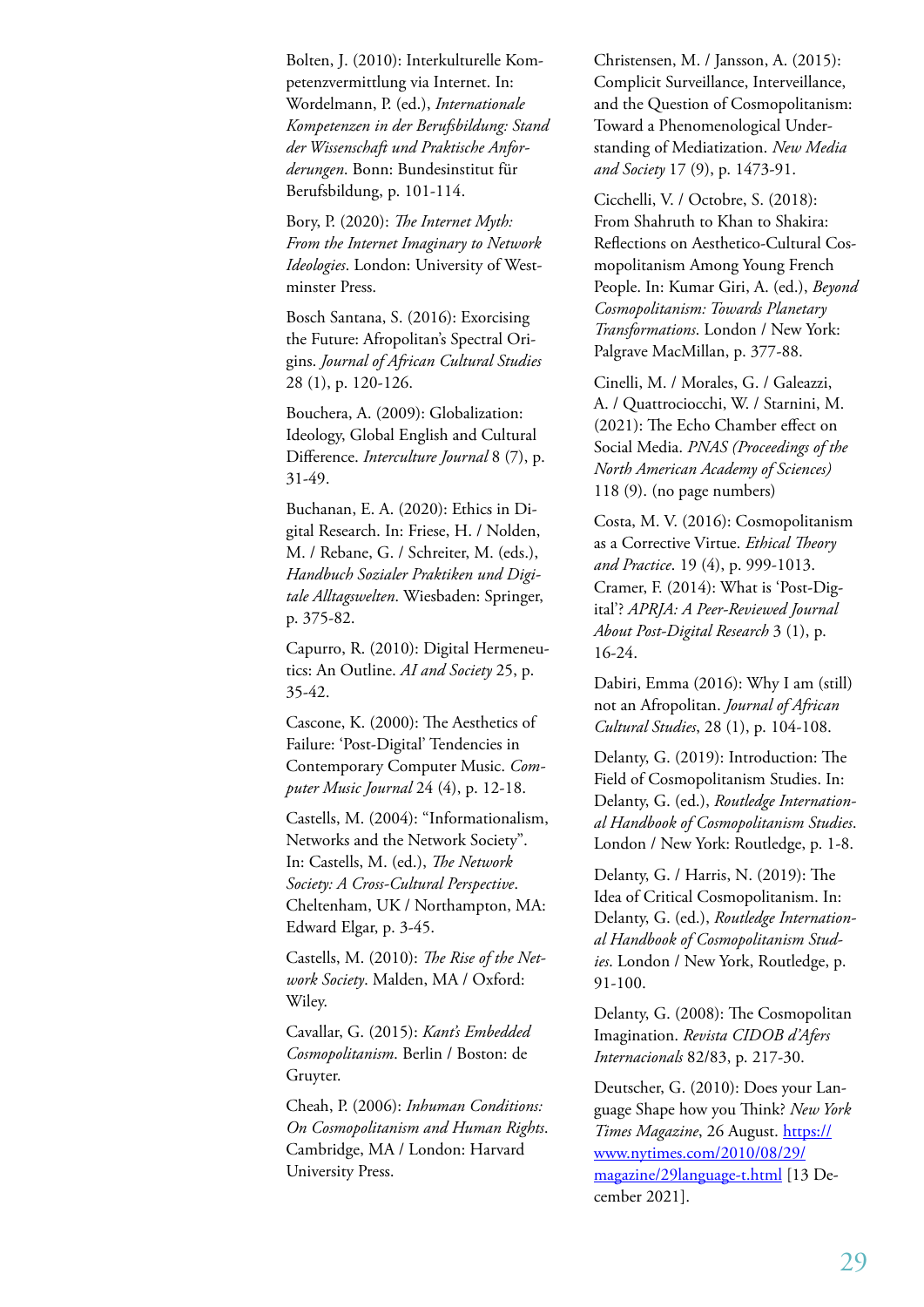Bolten, J. (2010): Interkulturelle Kompetenzvermittlung via Internet. In: Wordelmann, P. (ed.), *Internationale Kompetenzen in der Berufsbildung: Stand der Wissenschaft und Praktische Anforderungen*. Bonn: Bundesinstitut für Berufsbildung, p. 101-114.

Bory, P. (2020): *The Internet Myth: From the Internet Imaginary to Network Ideologies*. London: University of Westminster Press.

Bosch Santana, S. (2016): Exorcising the Future: Afropolitan's Spectral Origins. *Journal of African Cultural Studies* 28 (1), p. 120-126.

Bouchera, A. (2009): Globalization: Ideology, Global English and Cultural Difference. *Interculture Journal* 8 (7), p. 31-49.

Buchanan, E. A. (2020): Ethics in Digital Research. In: Friese, H. / Nolden, M. / Rebane, G. / Schreiter, M. (eds.), *Handbuch Sozialer Praktiken und Digitale Alltagswelten*. Wiesbaden: Springer, p. 375-82.

Capurro, R. (2010): Digital Hermeneutics: An Outline. *AI and Society* 25, p. 35-42.

Cascone, K. (2000): The Aesthetics of Failure: 'Post-Digital' Tendencies in Contemporary Computer Music. *Computer Music Journal* 24 (4), p. 12-18.

Castells, M. (2004): "Informationalism, Networks and the Network Society". In: Castells, M. (ed.), *The Network Society: A Cross-Cultural Perspective*. Cheltenham, UK / Northampton, MA: Edward Elgar, p. 3-45.

Castells, M. (2010): *The Rise of the Network Society*. Malden, MA / Oxford: Wiley.

Cavallar, G. (2015): *Kant's Embedded Cosmopolitanism*. Berlin / Boston: de Gruyter.

Cheah, P. (2006): *Inhuman Conditions: On Cosmopolitanism and Human Rights*. Cambridge, MA / London: Harvard University Press.

Christensen, M. / Jansson, A. (2015): Complicit Surveillance, Interveillance, and the Question of Cosmopolitanism: Toward a Phenomenological Understanding of Mediatization. *New Media and Society* 17 (9), p. 1473-91.

Cicchelli, V. / Octobre, S. (2018): From Shahruth to Khan to Shakira: Reflections on Aesthetico-Cultural Cosmopolitanism Among Young French People. In: Kumar Giri, A. (ed.), *Beyond Cosmopolitanism: Towards Planetary Transformations*. London / New York: Palgrave MacMillan, p. 377-88.

Cinelli, M. / Morales, G. / Galeazzi, A. / Quattrociocchi, W. / Starnini, M. (2021): The Echo Chamber effect on Social Media. *PNAS (Proceedings of the North American Academy of Sciences)* 118 (9). (no page numbers)

Costa, M. V. (2016): Cosmopolitanism as a Corrective Virtue. *Ethical Theory and Practice*. 19 (4), p. 999-1013.

Cramer, F. (2014): What is 'Post-Digital'? *APRJA: A Peer-Reviewed Journal About Post-Digital Research* 3 (1), p. 16-24.

Dabiri, Emma (2016): Why I am (still) not an Afropolitan. *Journal of African Cultural Studies*, 28 (1), p. 104-108.

Delanty, G. (2019): Introduction: The Field of Cosmopolitanism Studies. In: Delanty, G. (ed.), *Routledge International Handbook of Cosmopolitanism Studies*. London / New York: Routledge, p. 1-8.

Delanty, G. / Harris, N. (2019): The Idea of Critical Cosmopolitanism. In: Delanty, G. (ed.), *Routledge International Handbook of Cosmopolitanism Studies*. London / New York, Routledge, p. 91-100.

Delanty, G. (2008): The Cosmopolitan Imagination. *Revista CIDOB d'Afers Internacionals* 82/83, p. 217-30.

Deutscher, G. (2010): Does your Language Shape how you Think? *New York Times Magazine*, 26 August. https://www.nytimes.com/2010/08/29/magazine/29language-t.html [13 December 2021].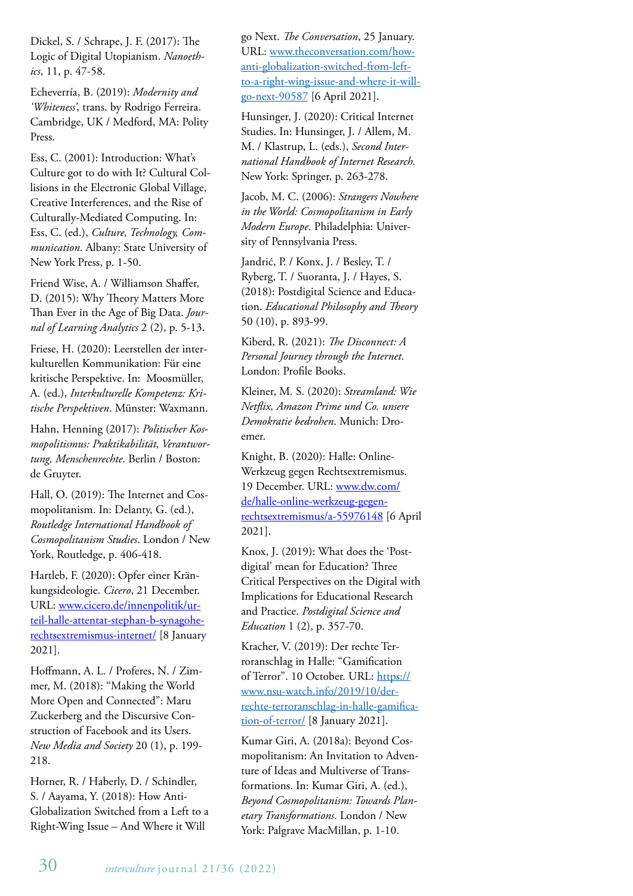Dickel, S. / Schrape, J. F. (2017): The Logic of Digital Utopianism. *Nanoethics*, 11, p. 47-58.

Echeverría, B. (2019): *Modernity and 'Whiteness'*, trans. by Rodrigo Ferreira. Cambridge, UK / Medford, MA: Polity Press.

Ess, C. (2001): Introduction: What's Culture got to do with It? Cultural Collisions in the Electronic Global Village, Creative Interferences, and the Rise of Culturally-Mediated Computing. In: Ess, C. (ed.), *Culture, Technology, Communication*. Albany: State University of New York Press, p. 1-50.

Friend Wise, A. / Williamson Shaffer, D. (2015): Why Theory Matters More Than Ever in the Age of Big Data. *Journal of Learning Analytics* 2 (2), p. 5-13.

Friese, H. (2020): Leerstellen der interkulturellen Kommunikation: Für eine kritische Perspektive. In: Moosmüller, A. (ed.), *Interkulturelle Kompetenz: Kritische Perspektiven*. Münster: Waxmann.

Hahn, Henning (2017): *Politischer Kosmopolitismus: Praktikabilität, Verantwortung, Menschenrechte*. Berlin / Boston: de Gruyter.

Hall, O. (2019): The Internet and Cosmopolitanism. In: Delanty, G. (ed.), *Routledge International Handbook of Cosmopolitanism Studies*. London / New York, Routledge, p. 406-418.

Hartleb, F. (2020): Opfer einer Kränkungsideologie. *Cicero*, 21 December. URL: www.cicero.de/innenpolitik/urteil-halle-attentat-stephan-b-synagohe-rechtsextremismus-internet/ [8 January 2021].

Hoffmann, A. L. / Proferes, N. / Zimmer, M. (2018): "Making the World More Open and Connected": Maru Zuckerberg and the Discursive Construction of Facebook and its Users. *New Media and Society* 20 (1), p. 199-218.

Horner, R. / Haberly, D. / Schindler, S. / Aayama, Y. (2018): How Anti-Globalization Switched from a Left to a Right-Wing Issue – And Where it Will go Next. *The Conversation*, 25 January. URL: www.theconversation.com/how-anti-globalization-switched-from-left-to-a-right-wing-issue-and-where-it-will-go-next-90587 [6 April 2021].

Hunsinger, J. (2020): Critical Internet Studies. In: Hunsinger, J. / Allem, M. M. / Klastrup, L. (eds.), *Second International Handbook of Internet Research*. New York: Springer, p. 263-278.

Jacob, M. C. (2006): *Strangers Nowhere in the World: Cosmopolitanism in Early Modern Europe*. Philadelphia: University of Pennsylvania Press.

Jandrić, P. / Konx, J. / Besley, T. / Ryberg, T. / Suoranta, J. / Hayes, S. (2018): Postdigital Science and Education. *Educational Philosophy and Theory* 50 (10), p. 893-99.

Kiberd, R. (2021): *The Disconnect: A Personal Journey through the Internet*. London: Profile Books.

Kleiner, M. S. (2020): *Streamland: Wie Netflix, Amazon Prime und Co. unsere Demokratie bedrohen*. Munich: Droemer.

Knight, B. (2020): Halle: Online-Werkzeug gegen Rechtsextremismus. 19 December. URL: www.dw.com/de/halle-online-werkzeug-gegen-rechtsextremismus/a-55976148 [6 April 2021].

Knox, J. (2019): What does the 'Postdigital' mean for Education? Three Critical Perspectives on the Digital with Implications for Educational Research and Practice. *Postdigital Science and Education* 1 (2), p. 357-70.

Kracher, V. (2019): Der rechte Terroranschlag in Halle: "Gamification of Terror". 10 October. URL: https://www.nsu-watch.info/2019/10/der-rechte-terroranschlag-in-halle-gamification-of-terror/ [8 January 2021].

Kumar Giri, A. (2018a): Beyond Cosmopolitanism: An Invitation to Adventure of Ideas and Multiverse of Transformations. In: Kumar Giri, A. (ed.), *Beyond Cosmopolitanism: Towards Planetary Transformations*. London / New York: Palgrave MacMillan, p. 1-10.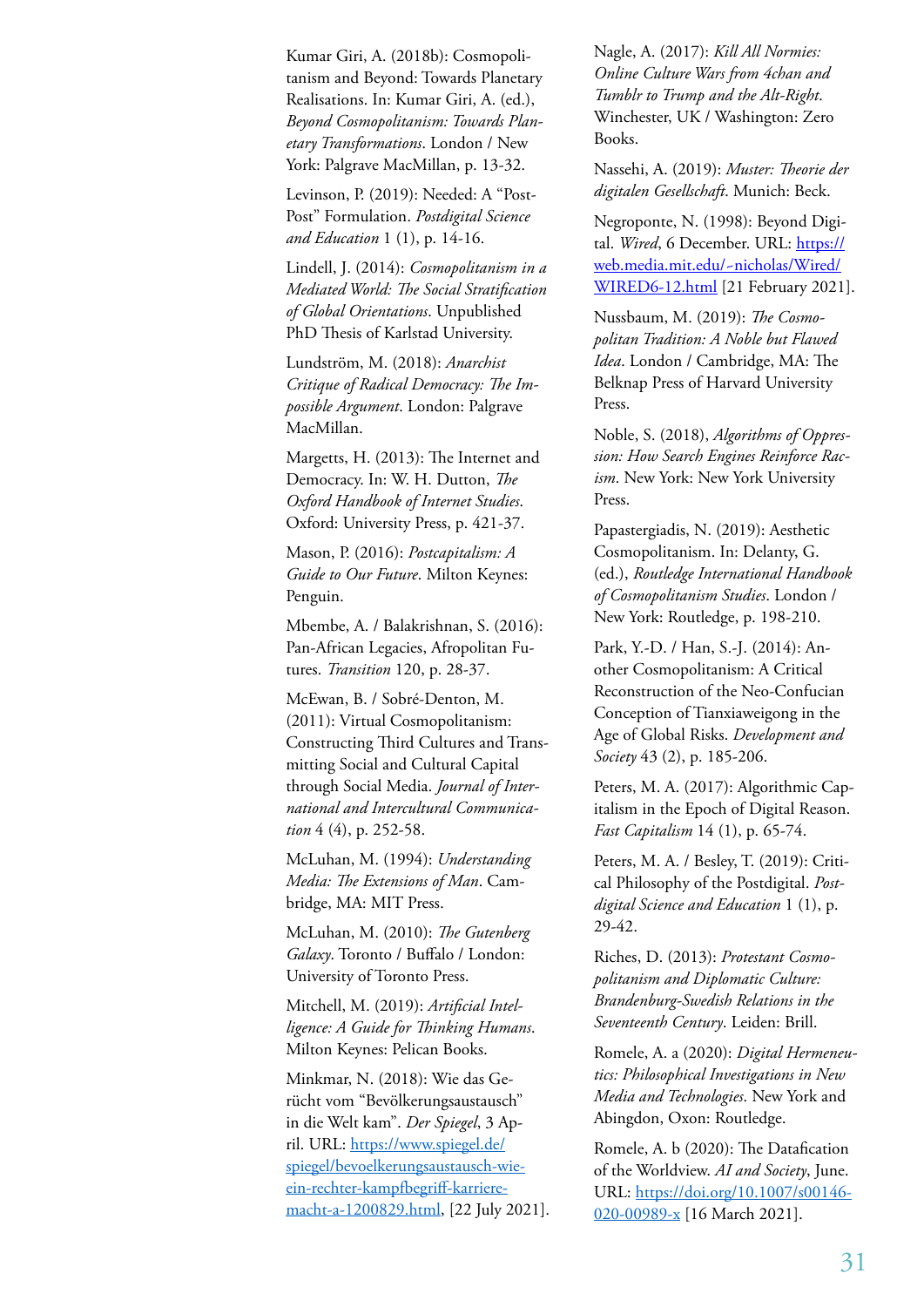Kumar Giri, A. (2018b): Cosmopolitanism and Beyond: Towards Planetary Realisations. In: Kumar Giri, A. (ed.), *Beyond Cosmopolitanism: Towards Planetary Transformations*. London / New York: Palgrave MacMillan, p. 13-32.

Levinson, P. (2019): Needed: A "Post-Post" Formulation. *Postdigital Science and Education* 1 (1), p. 14-16.

Lindell, J. (2014): *Cosmopolitanism in a Mediated World: The Social Stratification of Global Orientations*. Unpublished PhD Thesis of Karlstad University.

Lundström, M. (2018): *Anarchist Critique of Radical Democracy: The Impossible Argument*. London: Palgrave MacMillan.

Margetts, H. (2013): The Internet and Democracy. In: W. H. Dutton, *The Oxford Handbook of Internet Studies*. Oxford: University Press, p. 421-37.

Mason, P. (2016): *Postcapitalism: A Guide to Our Future*. Milton Keynes: Penguin.

Mbembe, A. / Balakrishnan, S. (2016): Pan-African Legacies, Afropolitan Futures. *Transition* 120, p. 28-37.

McEwan, B. / Sobré-Denton, M. (2011): Virtual Cosmopolitanism: Constructing Third Cultures and Transmitting Social and Cultural Capital through Social Media. *Journal of International and Intercultural Communication* 4 (4), p. 252-58.

McLuhan, M. (1994): *Understanding Media: The Extensions of Man*. Cambridge, MA: MIT Press.

McLuhan, M. (2010): *The Gutenberg Galaxy*. Toronto / Buffalo / London: University of Toronto Press.

Mitchell, M. (2019): *Artificial Intelligence: A Guide for Thinking Humans*. Milton Keynes: Pelican Books.

Minkmar, N. (2018): Wie das Gerücht vom "Bevölkerungsaustausch" in die Welt kam". *Der Spiegel*, 3 April. URL: https://www.spiegel.de/spiegel/bevoelkerungsaustausch-wie-ein-rechter-kampfbegriff-karriere-macht-a-1200829.html, [22 July 2021].

Nagle, A. (2017): *Kill All Normies: Online Culture Wars from 4chan and Tumblr to Trump and the Alt-Right*. Winchester, UK / Washington: Zero Books.

Nassehi, A. (2019): *Muster: Theorie der digitalen Gesellschaft*. Munich: Beck.

Negroponte, N. (1998): Beyond Digital. *Wired*, 6 December. URL: https://web.media.mit.edu/~nicholas/Wired/WIRED6-12.html [21 February 2021].

Nussbaum, M. (2019): *The Cosmopolitan Tradition: A Noble but Flawed Idea*. London / Cambridge, MA: The Belknap Press of Harvard University Press.

Noble, S. (2018), *Algorithms of Oppression: How Search Engines Reinforce Racism*. New York: New York University Press.

Papastergiadis, N. (2019): Aesthetic Cosmopolitanism. In: Delanty, G. (ed.), *Routledge International Handbook of Cosmopolitanism Studies*. London / New York: Routledge, p. 198-210.

Park, Y.-D. / Han, S.-J. (2014): Another Cosmopolitanism: A Critical Reconstruction of the Neo-Confucian Conception of Tianxiaweigong in the Age of Global Risks. *Development and Society* 43 (2), p. 185-206.

Peters, M. A. (2017): Algorithmic Capitalism in the Epoch of Digital Reason. *Fast Capitalism* 14 (1), p. 65-74.

Peters, M. A. / Besley, T. (2019): Critical Philosophy of the Postdigital. *Postdigital Science and Education* 1 (1), p. 29-42.

Riches, D. (2013): *Protestant Cosmopolitanism and Diplomatic Culture: Brandenburg-Swedish Relations in the Seventeenth Century*. Leiden: Brill.

Romele, A. a (2020): *Digital Hermeneutics: Philosophical Investigations in New Media and Technologies*. New York and Abingdon, Oxon: Routledge.

Romele, A. b (2020): The Datafication of the Worldview. *AI and Society*, June. URL: https://doi.org/10.1007/s00146-020-00989-x [16 March 2021].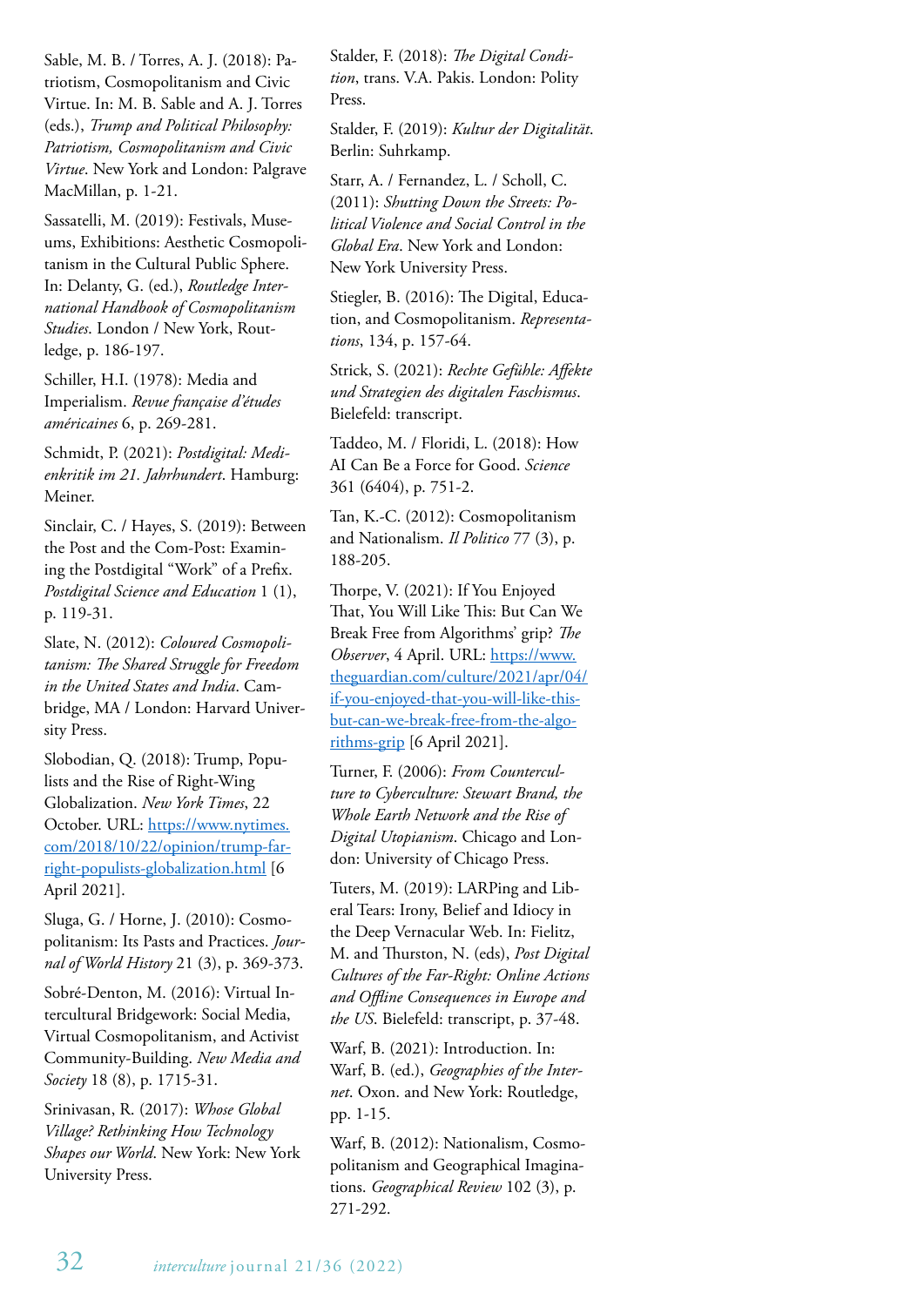Sable, M. B. / Torres, A. J. (2018): Patriotism, Cosmopolitanism and Civic Virtue. In: M. B. Sable and A. J. Torres (eds.), *Trump and Political Philosophy: Patriotism, Cosmopolitanism and Civic Virtue*. New York and London: Palgrave MacMillan, p. 1-21.

Sassatelli, M. (2019): Festivals, Museums, Exhibitions: Aesthetic Cosmopolitanism in the Cultural Public Sphere. In: Delanty, G. (ed.), *Routledge International Handbook of Cosmopolitanism Studies*. London / New York, Routledge, p. 186-197.

Schiller, H.I. (1978): Media and Imperialism. *Revue française d'études américaines* 6, p. 269-281.

Schmidt, P. (2021): *Postdigital: Medienkritik im 21. Jahrhundert*. Hamburg: Meiner.

Sinclair, C. / Hayes, S. (2019): Between the Post and the Com-Post: Examining the Postdigital "Work" of a Prefix. *Postdigital Science and Education* 1 (1), p. 119-31.

Slate, N. (2012): *Coloured Cosmopolitanism: The Shared Struggle for Freedom in the United States and India*. Cambridge, MA / London: Harvard University Press.

Slobodian, Q. (2018): Trump, Populists and the Rise of Right-Wing Globalization. *New York Times*, 22 October. URL: https://www.nytimes.com/2018/10/22/opinion/trump-far-right-populists-globalization.html [6 April 2021].

Sluga, G. / Horne, J. (2010): Cosmopolitanism: Its Pasts and Practices. *Journal of World History* 21 (3), p. 369-373.

Sobré-Denton, M. (2016): Virtual Intercultural Bridgework: Social Media, Virtual Cosmopolitanism, and Activist Community-Building. *New Media and Society* 18 (8), p. 1715-31.

Srinivasan, R. (2017): *Whose Global Village? Rethinking How Technology Shapes our World*. New York: New York University Press.

Stalder, F. (2018): *The Digital Condition*, trans. V.A. Pakis. London: Polity Press.

Stalder, F. (2019): *Kultur der Digitalität*. Berlin: Suhrkamp.

Starr, A. / Fernandez, L. / Scholl, C. (2011): *Shutting Down the Streets: Political Violence and Social Control in the Global Era*. New York and London: New York University Press.

Stiegler, B. (2016): The Digital, Education, and Cosmopolitanism. *Representations*, 134, p. 157-64.

Strick, S. (2021): *Rechte Gefühle: Affekte und Strategien des digitalen Faschismus*. Bielefeld: transcript.

Taddeo, M. / Floridi, L. (2018): How AI Can Be a Force for Good. *Science* 361 (6404), p. 751-2.

Tan, K.-C. (2012): Cosmopolitanism and Nationalism. *Il Politico* 77 (3), p. 188-205.

Thorpe, V. (2021): If You Enjoyed That, You Will Like This: But Can We Break Free from Algorithms' grip? *The Observer*, 4 April. URL: https://www.theguardian.com/culture/2021/apr/04/if-you-enjoyed-that-you-will-like-this-but-can-we-break-free-from-the-algorithms-grip [6 April 2021].

Turner, F. (2006): *From Counterculture to Cyberculture: Stewart Brand, the Whole Earth Network and the Rise of Digital Utopianism*. Chicago and London: University of Chicago Press.

Tuters, M. (2019): LARPing and Liberal Tears: Irony, Belief and Idiocy in the Deep Vernacular Web. In: Fielitz, M. and Thurston, N. (eds), *Post Digital Cultures of the Far-Right: Online Actions and Offline Consequences in Europe and the US*. Bielefeld: transcript, p. 37-48.

Warf, B. (2021): Introduction. In: Warf, B. (ed.), *Geographies of the Internet*. Oxon. and New York: Routledge, pp. 1-15.

Warf, B. (2012): Nationalism, Cosmopolitanism and Geographical Imaginations. *Geographical Review* 102 (3), p. 271-292.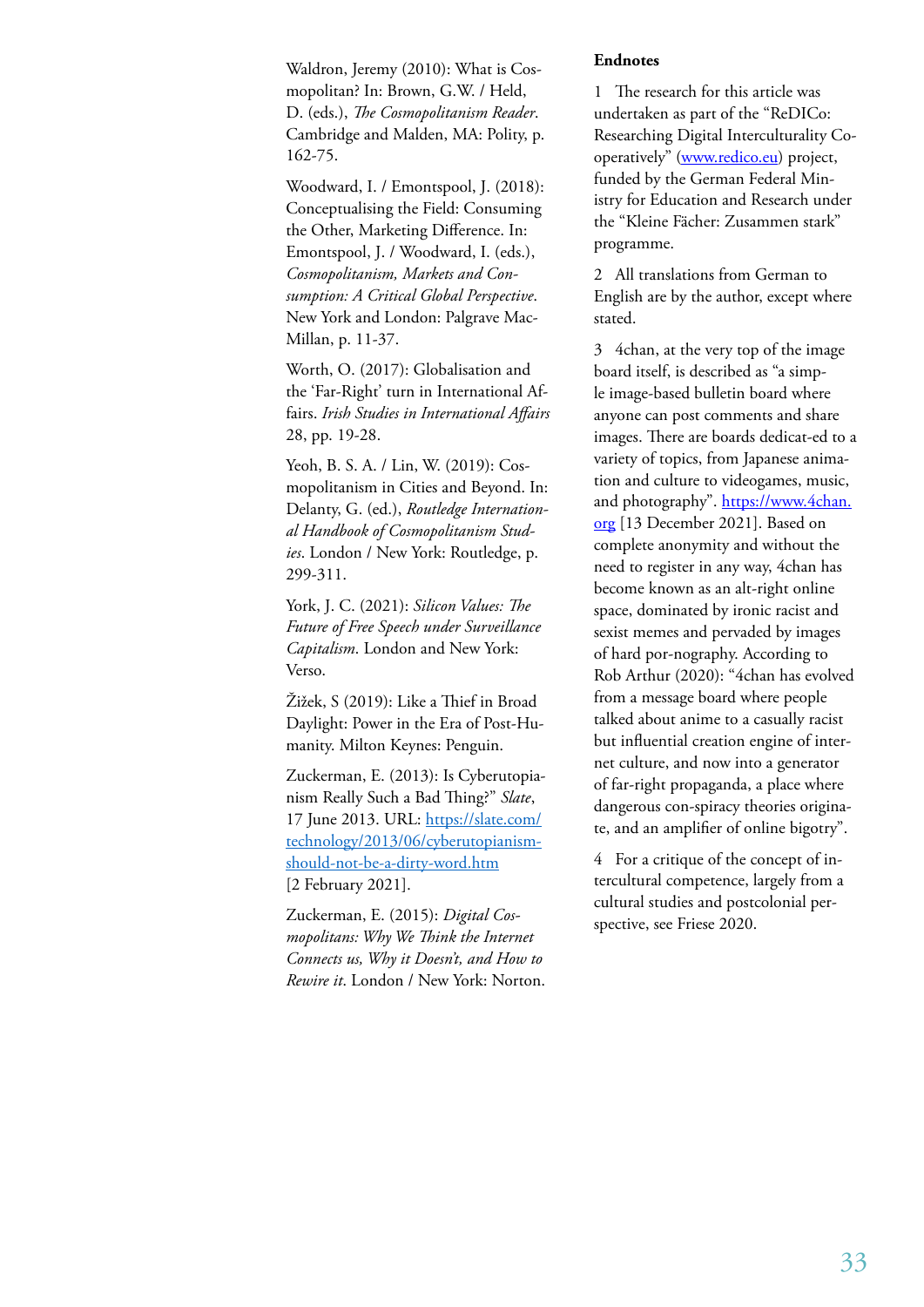Waldron, Jeremy (2010): What is Cosmopolitan? In: Brown, G.W. / Held, D. (eds.), *The Cosmopolitanism Reader*. Cambridge and Malden, MA: Polity, p. 162-75.

Woodward, I. / Emontspool, J. (2018): Conceptualising the Field: Consuming the Other, Marketing Difference. In: Emontspool, J. / Woodward, I. (eds.), *Cosmopolitanism, Markets and Consumption: A Critical Global Perspective*. New York and London: Palgrave MacMillan, p. 11-37.

Worth, O. (2017): Globalisation and the 'Far-Right' turn in International Affairs. *Irish Studies in International Affairs* 28, pp. 19-28.

Yeoh, B. S. A. / Lin, W. (2019): Cosmopolitanism in Cities and Beyond. In: Delanty, G. (ed.), *Routledge International Handbook of Cosmopolitanism Studies*. London / New York: Routledge, p. 299-311.

York, J. C. (2021): *Silicon Values: The Future of Free Speech under Surveillance Capitalism*. London and New York: Verso.

Žižek, S (2019): Like a Thief in Broad Daylight: Power in the Era of Post-Humanity. Milton Keynes: Penguin.

Zuckerman, E. (2013): Is Cyberutopianism Really Such a Bad Thing?" *Slate*, 17 June 2013. URL: https://slate.com/technology/2013/06/cyberutopianism-should-not-be-a-dirty-word.htm [2 February 2021].

Zuckerman, E. (2015): *Digital Cosmopolitans: Why We Think the Internet Connects us, Why it Doesn't, and How to Rewire it*. London / New York: Norton.

**Endnotes**

1 The research for this article was undertaken as part of the "ReDICo: Researching Digital Interculturality Co-operatively" (www.redico.eu) project, funded by the German Federal Ministry for Education and Research under the "Kleine Fächer: Zusammen stark" programme.

2 All translations from German to English are by the author, except where stated.

3 4chan, at the very top of the image board itself, is described as "a simple image-based bulletin board where anyone can post comments and share images. There are boards dedicat-ed to a variety of topics, from Japanese animation and culture to videogames, music, and photography". https://www.4chan.org [13 December 2021]. Based on complete anonymity and without the need to register in any way, 4chan has become known as an alt-right online space, dominated by ironic racist and sexist memes and pervaded by images of hard por-nography. According to Rob Arthur (2020): "4chan has evolved from a message board where people talked about anime to a casually racist but influential creation engine of internet culture, and now into a generator of far-right propaganda, a place where dangerous con-spiracy theories originate, and an amplifier of online bigotry".

4 For a critique of the concept of intercultural competence, largely from a cultural studies and postcolonial perspective, see Friese 2020.